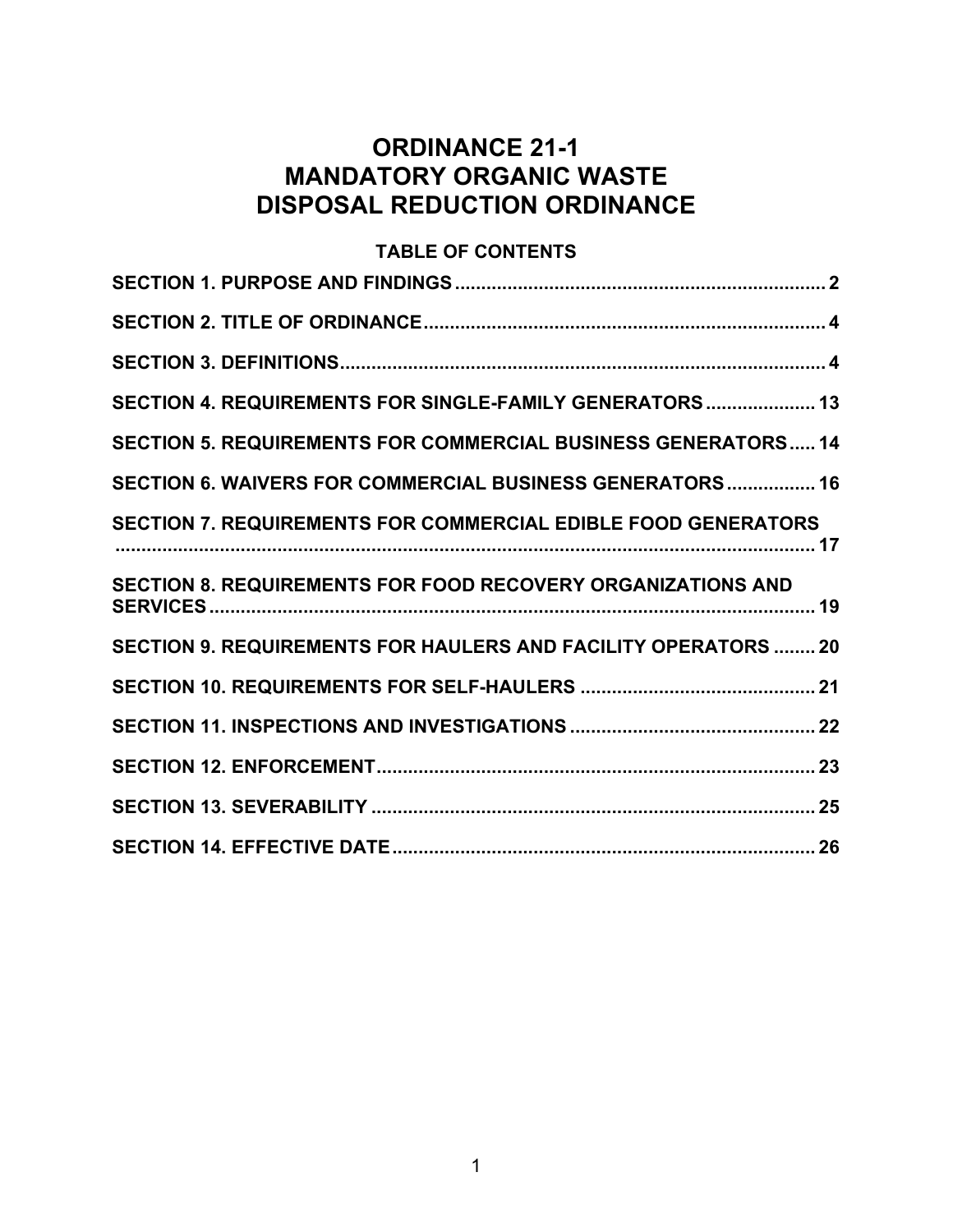# ORDINANCE 21-1
# MANDATORY ORGANIC WASTE DISPOSAL REDUCTION ORDINANCE

## TABLE OF CONTENTS

**SECTION 1. PURPOSE AND FINDINGS** ........................................ 2

**SECTION 2. TITLE OF ORDINANCE** ........................................ 4

**SECTION 3. DEFINITIONS** ........................................ 4

**SECTION 4. REQUIREMENTS FOR SINGLE-FAMILY GENERATORS** ........................................ 13

**SECTION 5. REQUIREMENTS FOR COMMERCIAL BUSINESS GENERATORS** ........................................ 14

**SECTION 6. WAIVERS FOR COMMERCIAL BUSINESS GENERATORS** ........................................ 16

**SECTION 7. REQUIREMENTS FOR COMMERCIAL EDIBLE FOOD GENERATORS** ........................................ 17

**SECTION 8. REQUIREMENTS FOR FOOD RECOVERY ORGANIZATIONS AND SERVICES** ........................................ 19

**SECTION 9. REQUIREMENTS FOR HAULERS AND FACILITY OPERATORS** ........................................ 20

**SECTION 10. REQUIREMENTS FOR SELF-HAULERS** ........................................ 21

**SECTION 11. INSPECTIONS AND INVESTIGATIONS** ........................................ 22

**SECTION 12. ENFORCEMENT** ........................................ 23

**SECTION 13. SEVERABILITY** ........................................ 25

**SECTION 14. EFFECTIVE DATE** ........................................ 26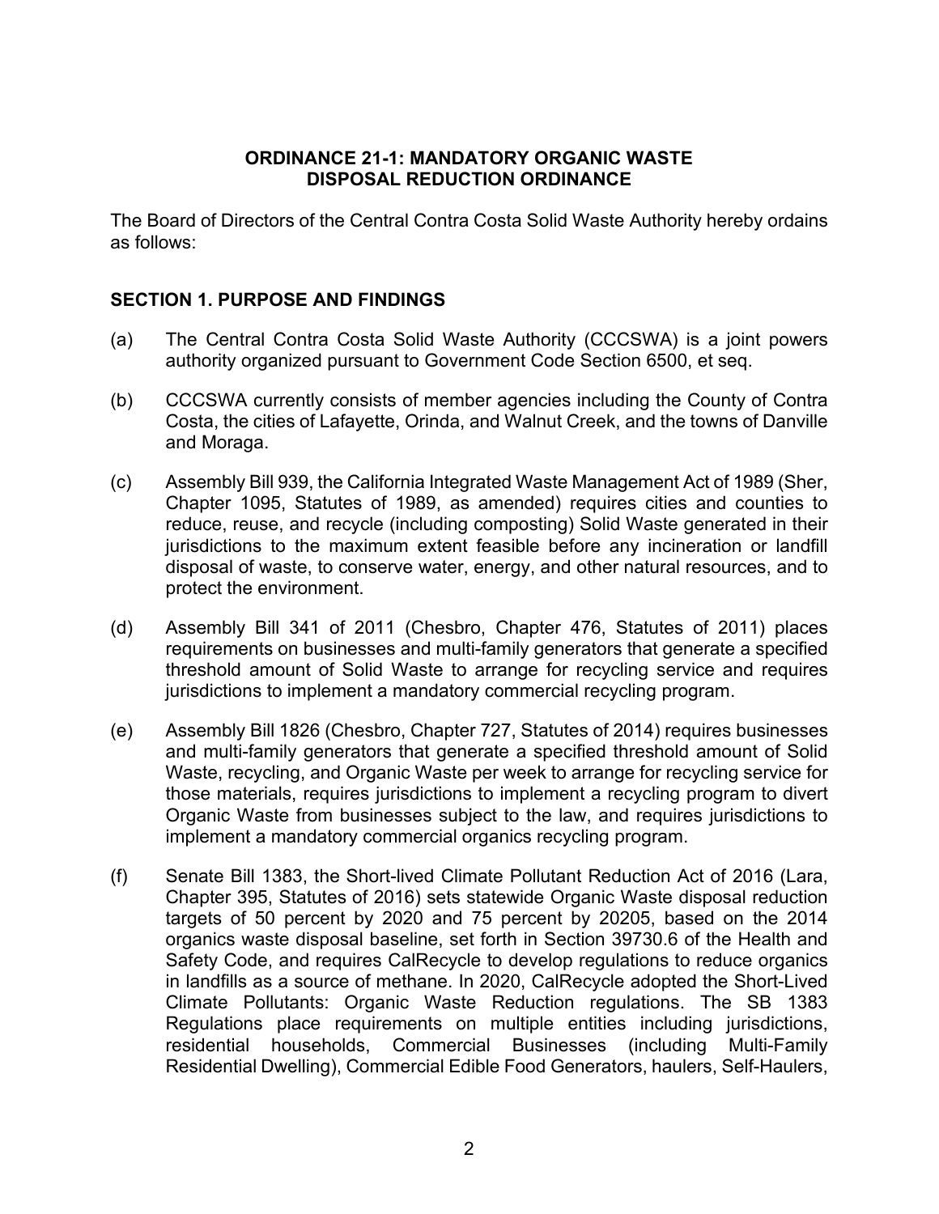**ORDINANCE 21-1: MANDATORY ORGANIC WASTE DISPOSAL REDUCTION ORDINANCE**

The Board of Directors of the Central Contra Costa Solid Waste Authority hereby ordains as follows:

## SECTION 1. PURPOSE AND FINDINGS

(a) The Central Contra Costa Solid Waste Authority (CCCSWA) is a joint powers authority organized pursuant to Government Code Section 6500, et seq.

(b) CCCSWA currently consists of member agencies including the County of Contra Costa, the cities of Lafayette, Orinda, and Walnut Creek, and the towns of Danville and Moraga.

(c) Assembly Bill 939, the California Integrated Waste Management Act of 1989 (Sher, Chapter 1095, Statutes of 1989, as amended) requires cities and counties to reduce, reuse, and recycle (including composting) Solid Waste generated in their jurisdictions to the maximum extent feasible before any incineration or landfill disposal of waste, to conserve water, energy, and other natural resources, and to protect the environment.

(d) Assembly Bill 341 of 2011 (Chesbro, Chapter 476, Statutes of 2011) places requirements on businesses and multi-family generators that generate a specified threshold amount of Solid Waste to arrange for recycling service and requires jurisdictions to implement a mandatory commercial recycling program.

(e) Assembly Bill 1826 (Chesbro, Chapter 727, Statutes of 2014) requires businesses and multi-family generators that generate a specified threshold amount of Solid Waste, recycling, and Organic Waste per week to arrange for recycling service for those materials, requires jurisdictions to implement a recycling program to divert Organic Waste from businesses subject to the law, and requires jurisdictions to implement a mandatory commercial organics recycling program.

(f) Senate Bill 1383, the Short-lived Climate Pollutant Reduction Act of 2016 (Lara, Chapter 395, Statutes of 2016) sets statewide Organic Waste disposal reduction targets of 50 percent by 2020 and 75 percent by 20205, based on the 2014 organics waste disposal baseline, set forth in Section 39730.6 of the Health and Safety Code, and requires CalRecycle to develop regulations to reduce organics in landfills as a source of methane. In 2020, CalRecycle adopted the Short-Lived Climate Pollutants: Organic Waste Reduction regulations. The SB 1383 Regulations place requirements on multiple entities including jurisdictions, residential households, Commercial Businesses (including Multi-Family Residential Dwelling), Commercial Edible Food Generators, haulers, Self-Haulers,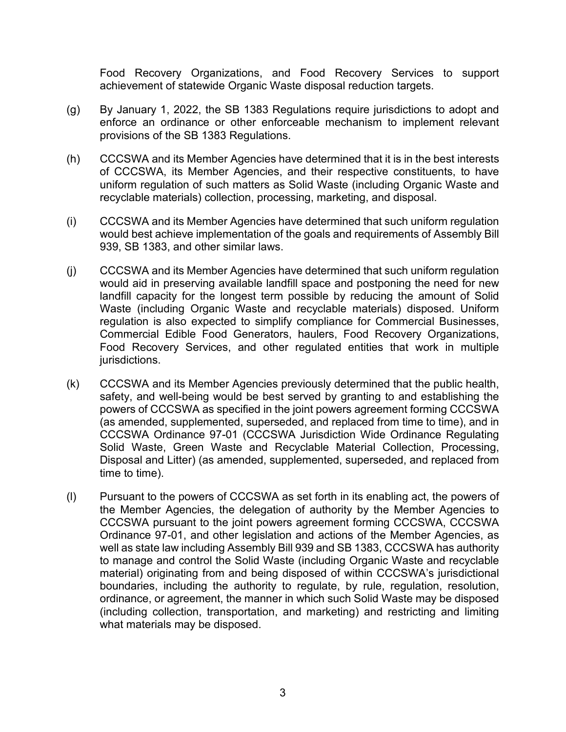Food Recovery Organizations, and Food Recovery Services to support achievement of statewide Organic Waste disposal reduction targets.

(g) By January 1, 2022, the SB 1383 Regulations require jurisdictions to adopt and enforce an ordinance or other enforceable mechanism to implement relevant provisions of the SB 1383 Regulations.

(h) CCCSWA and its Member Agencies have determined that it is in the best interests of CCCSWA, its Member Agencies, and their respective constituents, to have uniform regulation of such matters as Solid Waste (including Organic Waste and recyclable materials) collection, processing, marketing, and disposal.

(i) CCCSWA and its Member Agencies have determined that such uniform regulation would best achieve implementation of the goals and requirements of Assembly Bill 939, SB 1383, and other similar laws.

(j) CCCSWA and its Member Agencies have determined that such uniform regulation would aid in preserving available landfill space and postponing the need for new landfill capacity for the longest term possible by reducing the amount of Solid Waste (including Organic Waste and recyclable materials) disposed. Uniform regulation is also expected to simplify compliance for Commercial Businesses, Commercial Edible Food Generators, haulers, Food Recovery Organizations, Food Recovery Services, and other regulated entities that work in multiple jurisdictions.

(k) CCCSWA and its Member Agencies previously determined that the public health, safety, and well-being would be best served by granting to and establishing the powers of CCCSWA as specified in the joint powers agreement forming CCCSWA (as amended, supplemented, superseded, and replaced from time to time), and in CCCSWA Ordinance 97-01 (CCCSWA Jurisdiction Wide Ordinance Regulating Solid Waste, Green Waste and Recyclable Material Collection, Processing, Disposal and Litter) (as amended, supplemented, superseded, and replaced from time to time).

(l) Pursuant to the powers of CCCSWA as set forth in its enabling act, the powers of the Member Agencies, the delegation of authority by the Member Agencies to CCCSWA pursuant to the joint powers agreement forming CCCSWA, CCCSWA Ordinance 97-01, and other legislation and actions of the Member Agencies, as well as state law including Assembly Bill 939 and SB 1383, CCCSWA has authority to manage and control the Solid Waste (including Organic Waste and recyclable material) originating from and being disposed of within CCCSWA's jurisdictional boundaries, including the authority to regulate, by rule, regulation, resolution, ordinance, or agreement, the manner in which such Solid Waste may be disposed (including collection, transportation, and marketing) and restricting and limiting what materials may be disposed.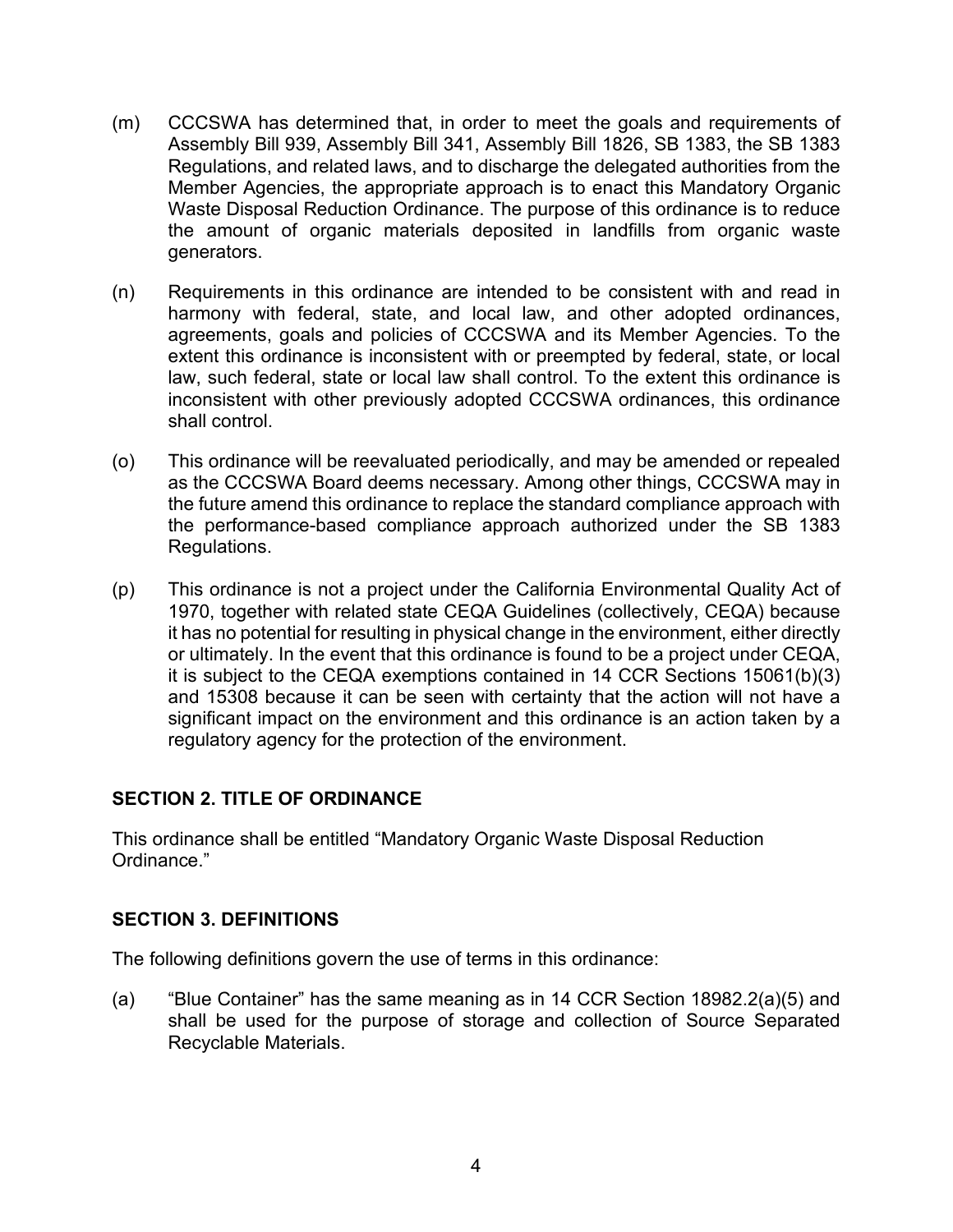(m) CCCSWA has determined that, in order to meet the goals and requirements of Assembly Bill 939, Assembly Bill 341, Assembly Bill 1826, SB 1383, the SB 1383 Regulations, and related laws, and to discharge the delegated authorities from the Member Agencies, the appropriate approach is to enact this Mandatory Organic Waste Disposal Reduction Ordinance. The purpose of this ordinance is to reduce the amount of organic materials deposited in landfills from organic waste generators.

(n) Requirements in this ordinance are intended to be consistent with and read in harmony with federal, state, and local law, and other adopted ordinances, agreements, goals and policies of CCCSWA and its Member Agencies. To the extent this ordinance is inconsistent with or preempted by federal, state, or local law, such federal, state or local law shall control. To the extent this ordinance is inconsistent with other previously adopted CCCSWA ordinances, this ordinance shall control.

(o) This ordinance will be reevaluated periodically, and may be amended or repealed as the CCCSWA Board deems necessary. Among other things, CCCSWA may in the future amend this ordinance to replace the standard compliance approach with the performance-based compliance approach authorized under the SB 1383 Regulations.

(p) This ordinance is not a project under the California Environmental Quality Act of 1970, together with related state CEQA Guidelines (collectively, CEQA) because it has no potential for resulting in physical change in the environment, either directly or ultimately. In the event that this ordinance is found to be a project under CEQA, it is subject to the CEQA exemptions contained in 14 CCR Sections 15061(b)(3) and 15308 because it can be seen with certainty that the action will not have a significant impact on the environment and this ordinance is an action taken by a regulatory agency for the protection of the environment.

## SECTION 2. TITLE OF ORDINANCE

This ordinance shall be entitled "Mandatory Organic Waste Disposal Reduction Ordinance."

## SECTION 3. DEFINITIONS

The following definitions govern the use of terms in this ordinance:

(a) "Blue Container" has the same meaning as in 14 CCR Section 18982.2(a)(5) and shall be used for the purpose of storage and collection of Source Separated Recyclable Materials.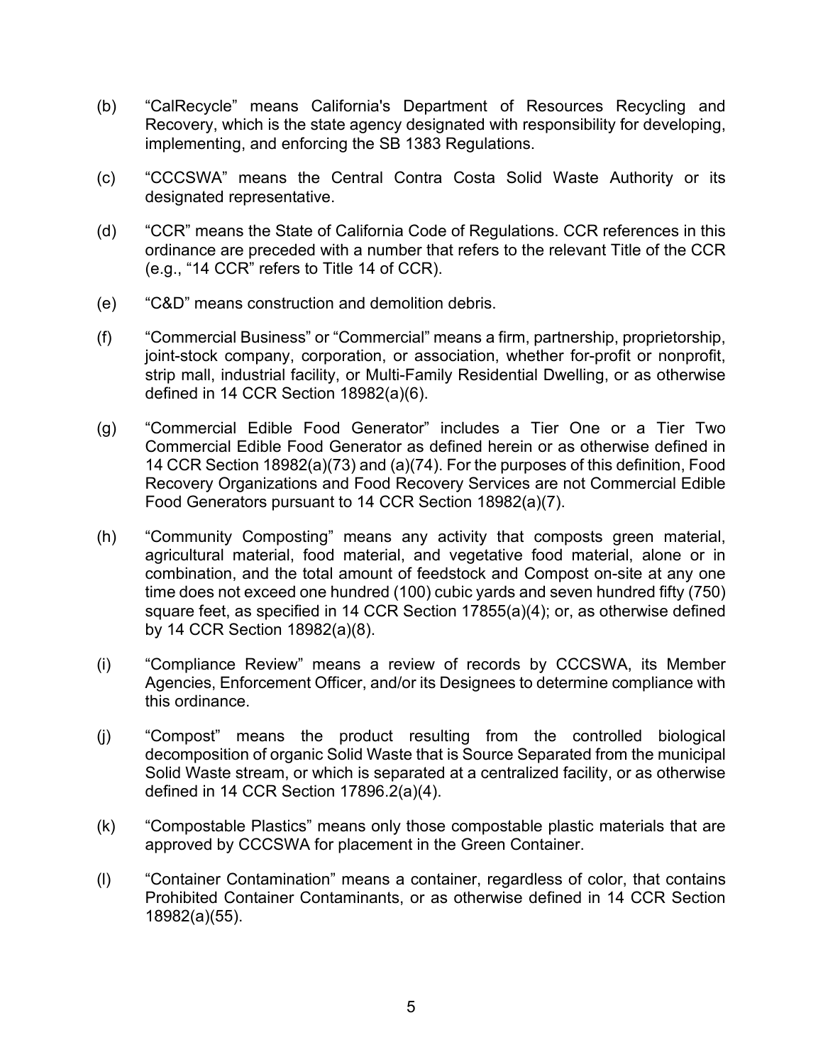(b) "CalRecycle" means California's Department of Resources Recycling and Recovery, which is the state agency designated with responsibility for developing, implementing, and enforcing the SB 1383 Regulations.

(c) "CCCSWA" means the Central Contra Costa Solid Waste Authority or its designated representative.

(d) "CCR" means the State of California Code of Regulations. CCR references in this ordinance are preceded with a number that refers to the relevant Title of the CCR (e.g., "14 CCR" refers to Title 14 of CCR).

(e) "C&D" means construction and demolition debris.

(f) "Commercial Business" or "Commercial" means a firm, partnership, proprietorship, joint-stock company, corporation, or association, whether for-profit or nonprofit, strip mall, industrial facility, or Multi-Family Residential Dwelling, or as otherwise defined in 14 CCR Section 18982(a)(6).

(g) "Commercial Edible Food Generator" includes a Tier One or a Tier Two Commercial Edible Food Generator as defined herein or as otherwise defined in 14 CCR Section 18982(a)(73) and (a)(74). For the purposes of this definition, Food Recovery Organizations and Food Recovery Services are not Commercial Edible Food Generators pursuant to 14 CCR Section 18982(a)(7).

(h) "Community Composting" means any activity that composts green material, agricultural material, food material, and vegetative food material, alone or in combination, and the total amount of feedstock and Compost on-site at any one time does not exceed one hundred (100) cubic yards and seven hundred fifty (750) square feet, as specified in 14 CCR Section 17855(a)(4); or, as otherwise defined by 14 CCR Section 18982(a)(8).

(i) "Compliance Review" means a review of records by CCCSWA, its Member Agencies, Enforcement Officer, and/or its Designees to determine compliance with this ordinance.

(j) "Compost" means the product resulting from the controlled biological decomposition of organic Solid Waste that is Source Separated from the municipal Solid Waste stream, or which is separated at a centralized facility, or as otherwise defined in 14 CCR Section 17896.2(a)(4).

(k) "Compostable Plastics" means only those compostable plastic materials that are approved by CCCSWA for placement in the Green Container.

(l) "Container Contamination" means a container, regardless of color, that contains Prohibited Container Contaminants, or as otherwise defined in 14 CCR Section 18982(a)(55).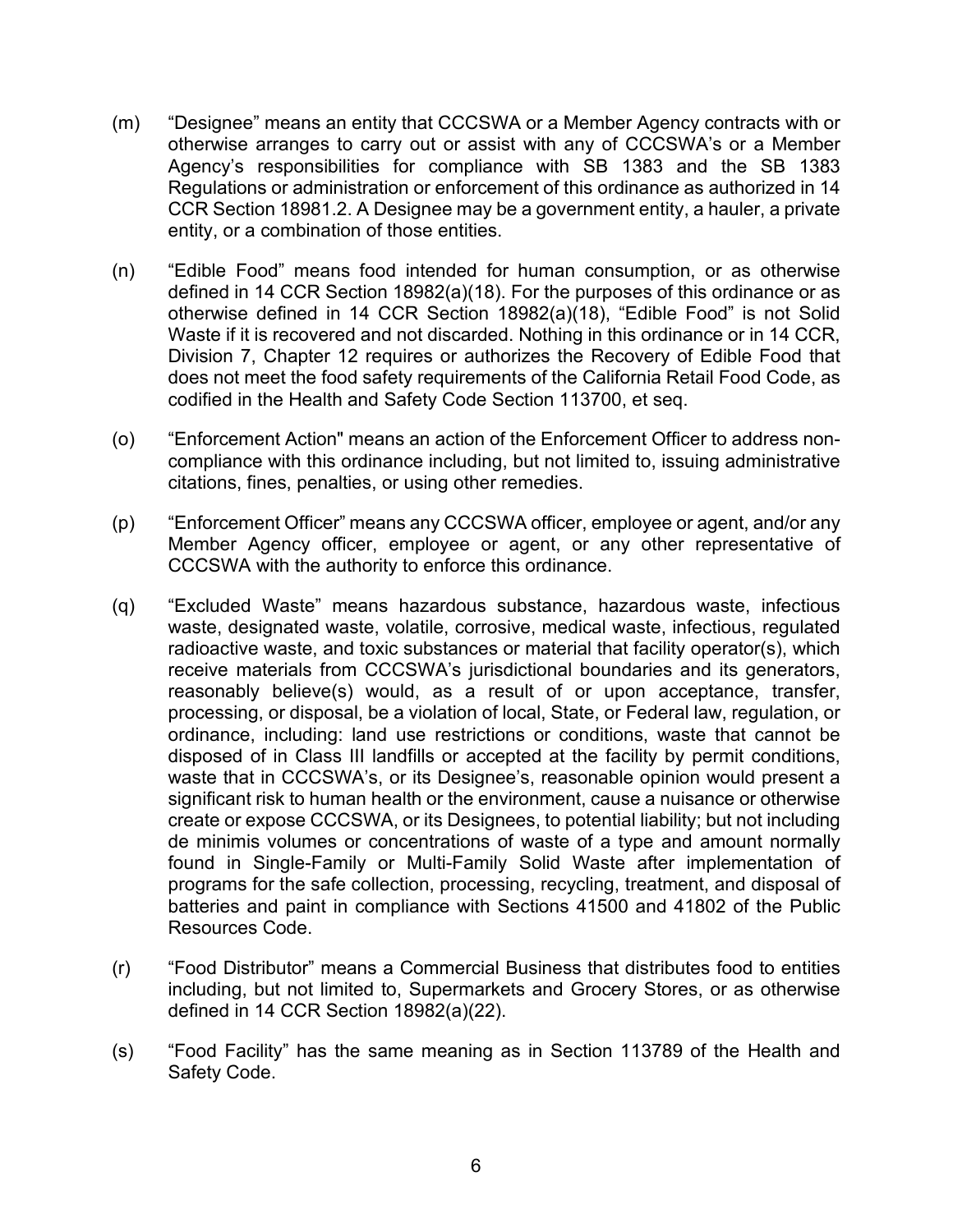(m) "Designee" means an entity that CCCSWA or a Member Agency contracts with or otherwise arranges to carry out or assist with any of CCCSWA's or a Member Agency's responsibilities for compliance with SB 1383 and the SB 1383 Regulations or administration or enforcement of this ordinance as authorized in 14 CCR Section 18981.2. A Designee may be a government entity, a hauler, a private entity, or a combination of those entities.

(n) "Edible Food" means food intended for human consumption, or as otherwise defined in 14 CCR Section 18982(a)(18). For the purposes of this ordinance or as otherwise defined in 14 CCR Section 18982(a)(18), "Edible Food" is not Solid Waste if it is recovered and not discarded. Nothing in this ordinance or in 14 CCR, Division 7, Chapter 12 requires or authorizes the Recovery of Edible Food that does not meet the food safety requirements of the California Retail Food Code, as codified in the Health and Safety Code Section 113700, et seq.

(o) "Enforcement Action" means an action of the Enforcement Officer to address non-compliance with this ordinance including, but not limited to, issuing administrative citations, fines, penalties, or using other remedies.

(p) "Enforcement Officer" means any CCCSWA officer, employee or agent, and/or any Member Agency officer, employee or agent, or any other representative of CCCSWA with the authority to enforce this ordinance.

(q) "Excluded Waste" means hazardous substance, hazardous waste, infectious waste, designated waste, volatile, corrosive, medical waste, infectious, regulated radioactive waste, and toxic substances or material that facility operator(s), which receive materials from CCCSWA's jurisdictional boundaries and its generators, reasonably believe(s) would, as a result of or upon acceptance, transfer, processing, or disposal, be a violation of local, State, or Federal law, regulation, or ordinance, including: land use restrictions or conditions, waste that cannot be disposed of in Class III landfills or accepted at the facility by permit conditions, waste that in CCCSWA's, or its Designee's, reasonable opinion would present a significant risk to human health or the environment, cause a nuisance or otherwise create or expose CCCSWA, or its Designees, to potential liability; but not including de minimis volumes or concentrations of waste of a type and amount normally found in Single-Family or Multi-Family Solid Waste after implementation of programs for the safe collection, processing, recycling, treatment, and disposal of batteries and paint in compliance with Sections 41500 and 41802 of the Public Resources Code.

(r) "Food Distributor" means a Commercial Business that distributes food to entities including, but not limited to, Supermarkets and Grocery Stores, or as otherwise defined in 14 CCR Section 18982(a)(22).

(s) "Food Facility" has the same meaning as in Section 113789 of the Health and Safety Code.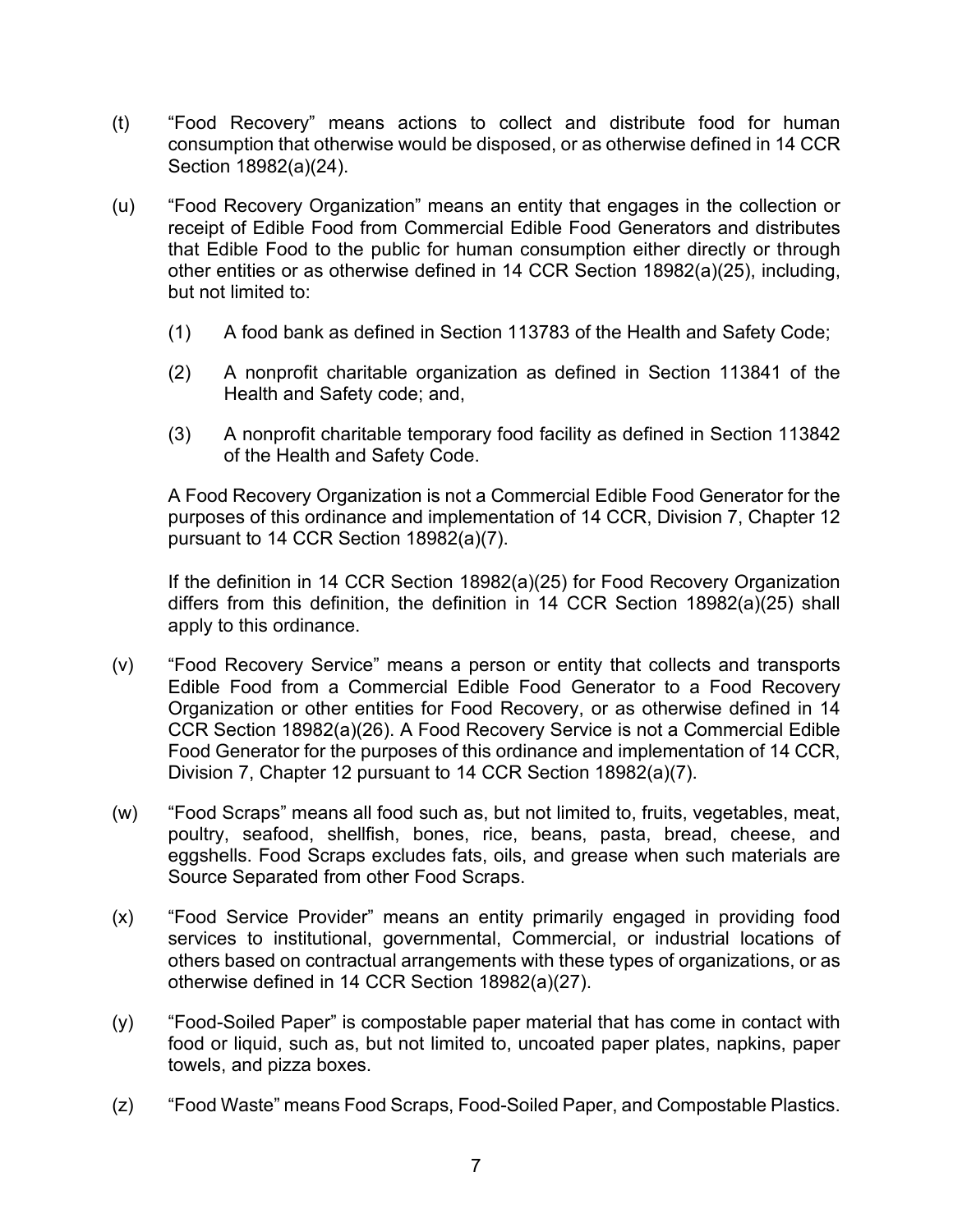(t) "Food Recovery" means actions to collect and distribute food for human consumption that otherwise would be disposed, or as otherwise defined in 14 CCR Section 18982(a)(24).

(u) "Food Recovery Organization" means an entity that engages in the collection or receipt of Edible Food from Commercial Edible Food Generators and distributes that Edible Food to the public for human consumption either directly or through other entities or as otherwise defined in 14 CCR Section 18982(a)(25), including, but not limited to:

> (1) A food bank as defined in Section 113783 of the Health and Safety Code;
>
> (2) A nonprofit charitable organization as defined in Section 113841 of the Health and Safety code; and,
>
> (3) A nonprofit charitable temporary food facility as defined in Section 113842 of the Health and Safety Code.

A Food Recovery Organization is not a Commercial Edible Food Generator for the purposes of this ordinance and implementation of 14 CCR, Division 7, Chapter 12 pursuant to 14 CCR Section 18982(a)(7).

If the definition in 14 CCR Section 18982(a)(25) for Food Recovery Organization differs from this definition, the definition in 14 CCR Section 18982(a)(25) shall apply to this ordinance.

(v) "Food Recovery Service" means a person or entity that collects and transports Edible Food from a Commercial Edible Food Generator to a Food Recovery Organization or other entities for Food Recovery, or as otherwise defined in 14 CCR Section 18982(a)(26). A Food Recovery Service is not a Commercial Edible Food Generator for the purposes of this ordinance and implementation of 14 CCR, Division 7, Chapter 12 pursuant to 14 CCR Section 18982(a)(7).

(w) "Food Scraps" means all food such as, but not limited to, fruits, vegetables, meat, poultry, seafood, shellfish, bones, rice, beans, pasta, bread, cheese, and eggshells. Food Scraps excludes fats, oils, and grease when such materials are Source Separated from other Food Scraps.

(x) "Food Service Provider" means an entity primarily engaged in providing food services to institutional, governmental, Commercial, or industrial locations of others based on contractual arrangements with these types of organizations, or as otherwise defined in 14 CCR Section 18982(a)(27).

(y) "Food-Soiled Paper" is compostable paper material that has come in contact with food or liquid, such as, but not limited to, uncoated paper plates, napkins, paper towels, and pizza boxes.

(z) "Food Waste" means Food Scraps, Food-Soiled Paper, and Compostable Plastics.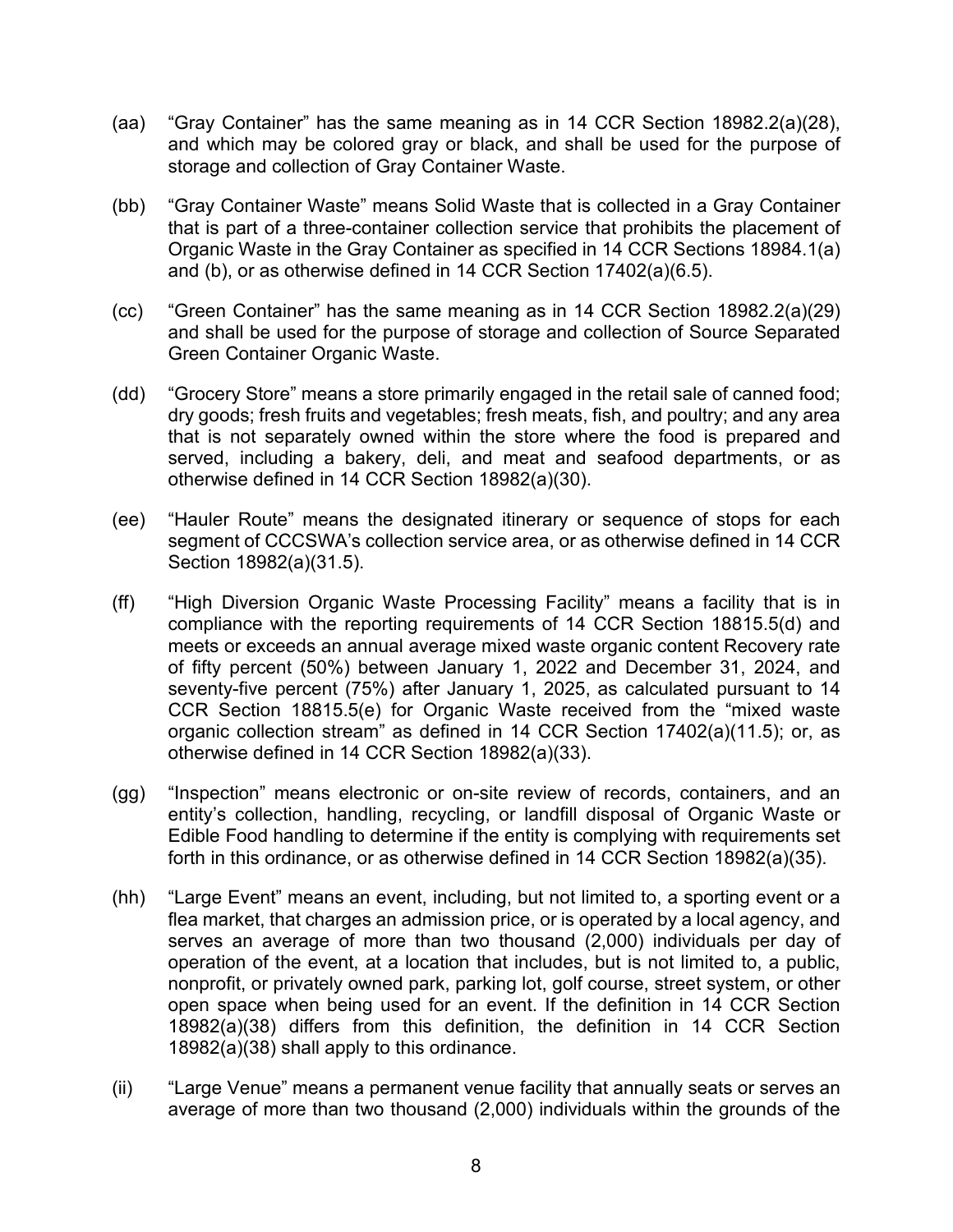(aa) "Gray Container" has the same meaning as in 14 CCR Section 18982.2(a)(28), and which may be colored gray or black, and shall be used for the purpose of storage and collection of Gray Container Waste.

(bb) "Gray Container Waste" means Solid Waste that is collected in a Gray Container that is part of a three-container collection service that prohibits the placement of Organic Waste in the Gray Container as specified in 14 CCR Sections 18984.1(a) and (b), or as otherwise defined in 14 CCR Section 17402(a)(6.5).

(cc) "Green Container" has the same meaning as in 14 CCR Section 18982.2(a)(29) and shall be used for the purpose of storage and collection of Source Separated Green Container Organic Waste.

(dd) "Grocery Store" means a store primarily engaged in the retail sale of canned food; dry goods; fresh fruits and vegetables; fresh meats, fish, and poultry; and any area that is not separately owned within the store where the food is prepared and served, including a bakery, deli, and meat and seafood departments, or as otherwise defined in 14 CCR Section 18982(a)(30).

(ee) "Hauler Route" means the designated itinerary or sequence of stops for each segment of CCCSWA's collection service area, or as otherwise defined in 14 CCR Section 18982(a)(31.5).

(ff) "High Diversion Organic Waste Processing Facility" means a facility that is in compliance with the reporting requirements of 14 CCR Section 18815.5(d) and meets or exceeds an annual average mixed waste organic content Recovery rate of fifty percent (50%) between January 1, 2022 and December 31, 2024, and seventy-five percent (75%) after January 1, 2025, as calculated pursuant to 14 CCR Section 18815.5(e) for Organic Waste received from the "mixed waste organic collection stream" as defined in 14 CCR Section 17402(a)(11.5); or, as otherwise defined in 14 CCR Section 18982(a)(33).

(gg) "Inspection" means electronic or on-site review of records, containers, and an entity's collection, handling, recycling, or landfill disposal of Organic Waste or Edible Food handling to determine if the entity is complying with requirements set forth in this ordinance, or as otherwise defined in 14 CCR Section 18982(a)(35).

(hh) "Large Event" means an event, including, but not limited to, a sporting event or a flea market, that charges an admission price, or is operated by a local agency, and serves an average of more than two thousand (2,000) individuals per day of operation of the event, at a location that includes, but is not limited to, a public, nonprofit, or privately owned park, parking lot, golf course, street system, or other open space when being used for an event. If the definition in 14 CCR Section 18982(a)(38) differs from this definition, the definition in 14 CCR Section 18982(a)(38) shall apply to this ordinance.

(ii) "Large Venue" means a permanent venue facility that annually seats or serves an average of more than two thousand (2,000) individuals within the grounds of the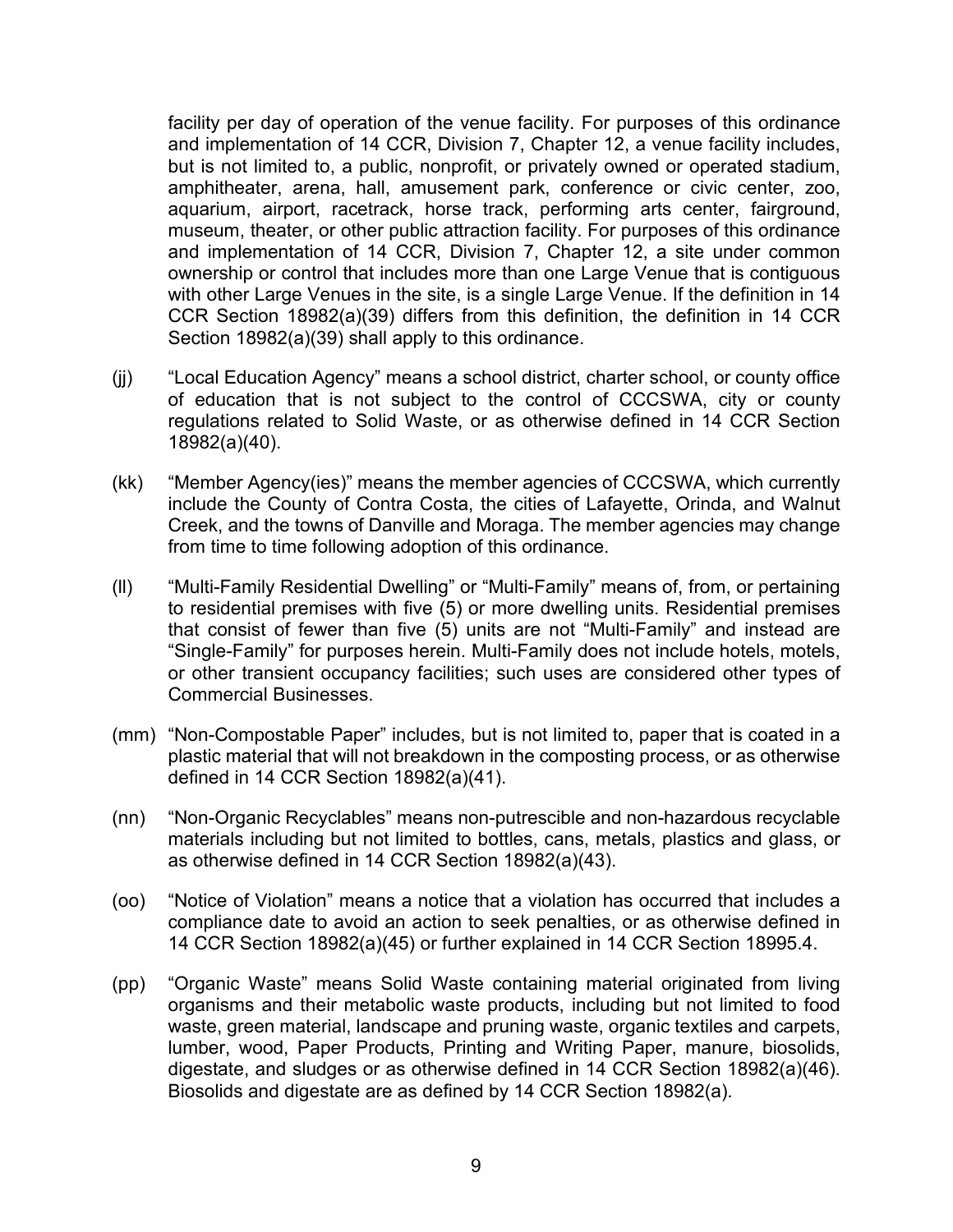facility per day of operation of the venue facility. For purposes of this ordinance and implementation of 14 CCR, Division 7, Chapter 12, a venue facility includes, but is not limited to, a public, nonprofit, or privately owned or operated stadium, amphitheater, arena, hall, amusement park, conference or civic center, zoo, aquarium, airport, racetrack, horse track, performing arts center, fairground, museum, theater, or other public attraction facility. For purposes of this ordinance and implementation of 14 CCR, Division 7, Chapter 12, a site under common ownership or control that includes more than one Large Venue that is contiguous with other Large Venues in the site, is a single Large Venue. If the definition in 14 CCR Section 18982(a)(39) differs from this definition, the definition in 14 CCR Section 18982(a)(39) shall apply to this ordinance.

(jj) "Local Education Agency" means a school district, charter school, or county office of education that is not subject to the control of CCCSWA, city or county regulations related to Solid Waste, or as otherwise defined in 14 CCR Section 18982(a)(40).

(kk) "Member Agency(ies)" means the member agencies of CCCSWA, which currently include the County of Contra Costa, the cities of Lafayette, Orinda, and Walnut Creek, and the towns of Danville and Moraga. The member agencies may change from time to time following adoption of this ordinance.

(ll) "Multi-Family Residential Dwelling" or "Multi-Family" means of, from, or pertaining to residential premises with five (5) or more dwelling units. Residential premises that consist of fewer than five (5) units are not "Multi-Family" and instead are "Single-Family" for purposes herein. Multi-Family does not include hotels, motels, or other transient occupancy facilities; such uses are considered other types of Commercial Businesses.

(mm) "Non-Compostable Paper" includes, but is not limited to, paper that is coated in a plastic material that will not breakdown in the composting process, or as otherwise defined in 14 CCR Section 18982(a)(41).

(nn) "Non-Organic Recyclables" means non-putrescible and non-hazardous recyclable materials including but not limited to bottles, cans, metals, plastics and glass, or as otherwise defined in 14 CCR Section 18982(a)(43).

(oo) "Notice of Violation" means a notice that a violation has occurred that includes a compliance date to avoid an action to seek penalties, or as otherwise defined in 14 CCR Section 18982(a)(45) or further explained in 14 CCR Section 18995.4.

(pp) "Organic Waste" means Solid Waste containing material originated from living organisms and their metabolic waste products, including but not limited to food waste, green material, landscape and pruning waste, organic textiles and carpets, lumber, wood, Paper Products, Printing and Writing Paper, manure, biosolids, digestate, and sludges or as otherwise defined in 14 CCR Section 18982(a)(46). Biosolids and digestate are as defined by 14 CCR Section 18982(a).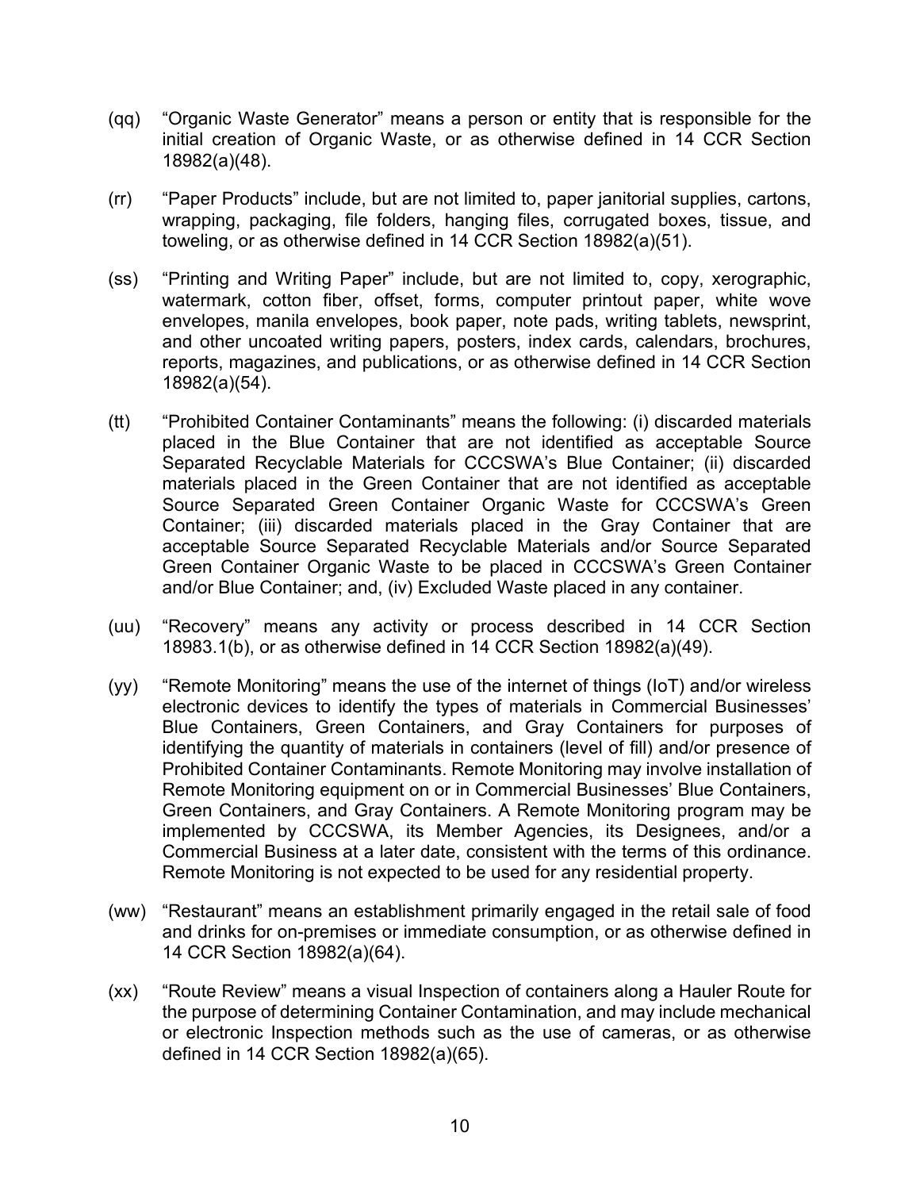(qq) "Organic Waste Generator" means a person or entity that is responsible for the initial creation of Organic Waste, or as otherwise defined in 14 CCR Section 18982(a)(48).

(rr) "Paper Products" include, but are not limited to, paper janitorial supplies, cartons, wrapping, packaging, file folders, hanging files, corrugated boxes, tissue, and toweling, or as otherwise defined in 14 CCR Section 18982(a)(51).

(ss) "Printing and Writing Paper" include, but are not limited to, copy, xerographic, watermark, cotton fiber, offset, forms, computer printout paper, white wove envelopes, manila envelopes, book paper, note pads, writing tablets, newsprint, and other uncoated writing papers, posters, index cards, calendars, brochures, reports, magazines, and publications, or as otherwise defined in 14 CCR Section 18982(a)(54).

(tt) "Prohibited Container Contaminants" means the following: (i) discarded materials placed in the Blue Container that are not identified as acceptable Source Separated Recyclable Materials for CCCSWA's Blue Container; (ii) discarded materials placed in the Green Container that are not identified as acceptable Source Separated Green Container Organic Waste for CCCSWA's Green Container; (iii) discarded materials placed in the Gray Container that are acceptable Source Separated Recyclable Materials and/or Source Separated Green Container Organic Waste to be placed in CCCSWA's Green Container and/or Blue Container; and, (iv) Excluded Waste placed in any container.

(uu) "Recovery" means any activity or process described in 14 CCR Section 18983.1(b), or as otherwise defined in 14 CCR Section 18982(a)(49).

(yy) "Remote Monitoring" means the use of the internet of things (IoT) and/or wireless electronic devices to identify the types of materials in Commercial Businesses' Blue Containers, Green Containers, and Gray Containers for purposes of identifying the quantity of materials in containers (level of fill) and/or presence of Prohibited Container Contaminants. Remote Monitoring may involve installation of Remote Monitoring equipment on or in Commercial Businesses' Blue Containers, Green Containers, and Gray Containers. A Remote Monitoring program may be implemented by CCCSWA, its Member Agencies, its Designees, and/or a Commercial Business at a later date, consistent with the terms of this ordinance. Remote Monitoring is not expected to be used for any residential property.

(ww) "Restaurant" means an establishment primarily engaged in the retail sale of food and drinks for on-premises or immediate consumption, or as otherwise defined in 14 CCR Section 18982(a)(64).

(xx) "Route Review" means a visual Inspection of containers along a Hauler Route for the purpose of determining Container Contamination, and may include mechanical or electronic Inspection methods such as the use of cameras, or as otherwise defined in 14 CCR Section 18982(a)(65).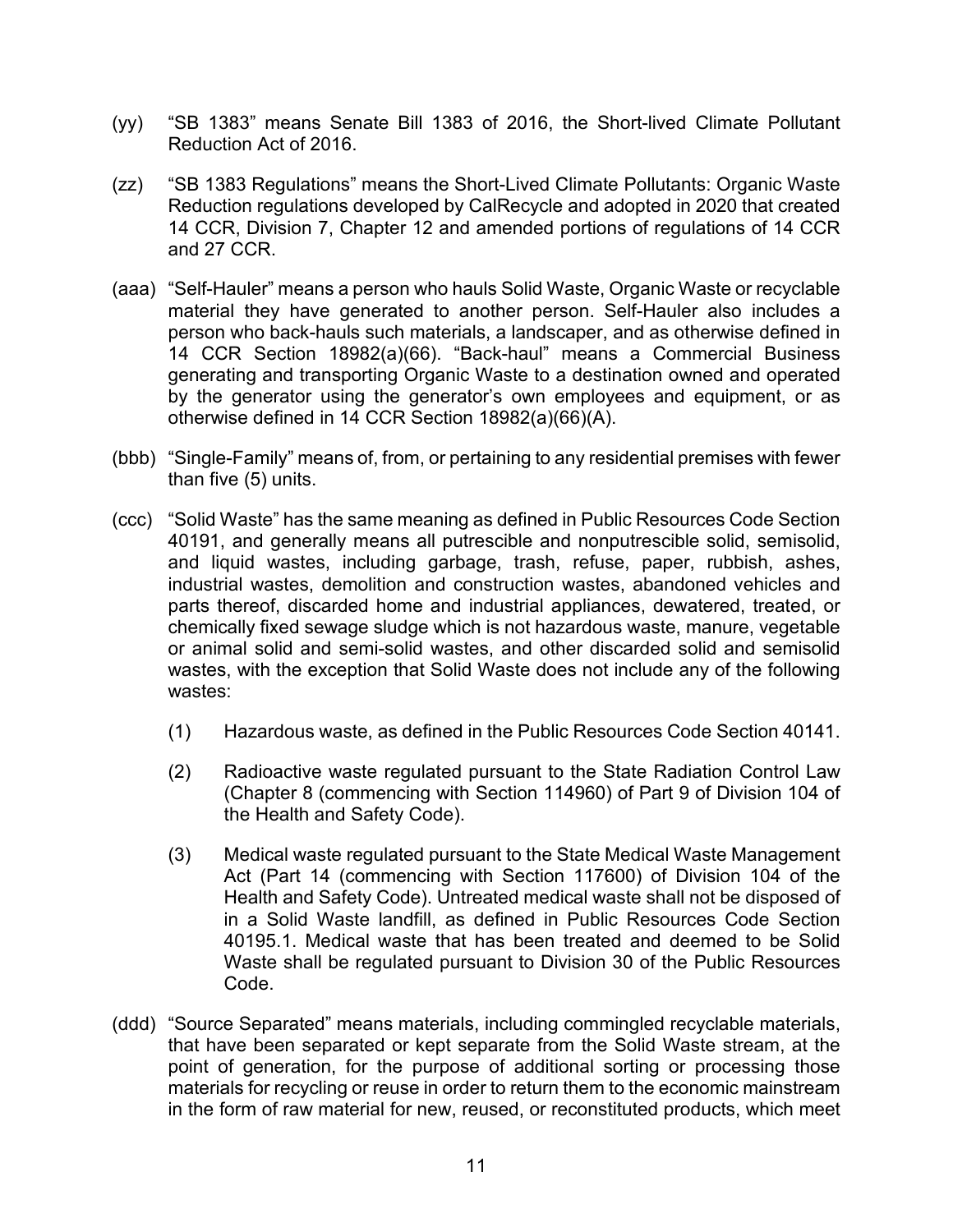(yy) "SB 1383" means Senate Bill 1383 of 2016, the Short-lived Climate Pollutant Reduction Act of 2016.

(zz) "SB 1383 Regulations" means the Short-Lived Climate Pollutants: Organic Waste Reduction regulations developed by CalRecycle and adopted in 2020 that created 14 CCR, Division 7, Chapter 12 and amended portions of regulations of 14 CCR and 27 CCR.

(aaa) "Self-Hauler" means a person who hauls Solid Waste, Organic Waste or recyclable material they have generated to another person. Self-Hauler also includes a person who back-hauls such materials, a landscaper, and as otherwise defined in 14 CCR Section 18982(a)(66). "Back-haul" means a Commercial Business generating and transporting Organic Waste to a destination owned and operated by the generator using the generator's own employees and equipment, or as otherwise defined in 14 CCR Section 18982(a)(66)(A).

(bbb) "Single-Family" means of, from, or pertaining to any residential premises with fewer than five (5) units.

(ccc) "Solid Waste" has the same meaning as defined in Public Resources Code Section 40191, and generally means all putrescible and nonputrescible solid, semisolid, and liquid wastes, including garbage, trash, refuse, paper, rubbish, ashes, industrial wastes, demolition and construction wastes, abandoned vehicles and parts thereof, discarded home and industrial appliances, dewatered, treated, or chemically fixed sewage sludge which is not hazardous waste, manure, vegetable or animal solid and semi-solid wastes, and other discarded solid and semisolid wastes, with the exception that Solid Waste does not include any of the following wastes:

   (1) Hazardous waste, as defined in the Public Resources Code Section 40141.

   (2) Radioactive waste regulated pursuant to the State Radiation Control Law (Chapter 8 (commencing with Section 114960) of Part 9 of Division 104 of the Health and Safety Code).

   (3) Medical waste regulated pursuant to the State Medical Waste Management Act (Part 14 (commencing with Section 117600) of Division 104 of the Health and Safety Code). Untreated medical waste shall not be disposed of in a Solid Waste landfill, as defined in Public Resources Code Section 40195.1. Medical waste that has been treated and deemed to be Solid Waste shall be regulated pursuant to Division 30 of the Public Resources Code.

(ddd) "Source Separated" means materials, including commingled recyclable materials, that have been separated or kept separate from the Solid Waste stream, at the point of generation, for the purpose of additional sorting or processing those materials for recycling or reuse in order to return them to the economic mainstream in the form of raw material for new, reused, or reconstituted products, which meet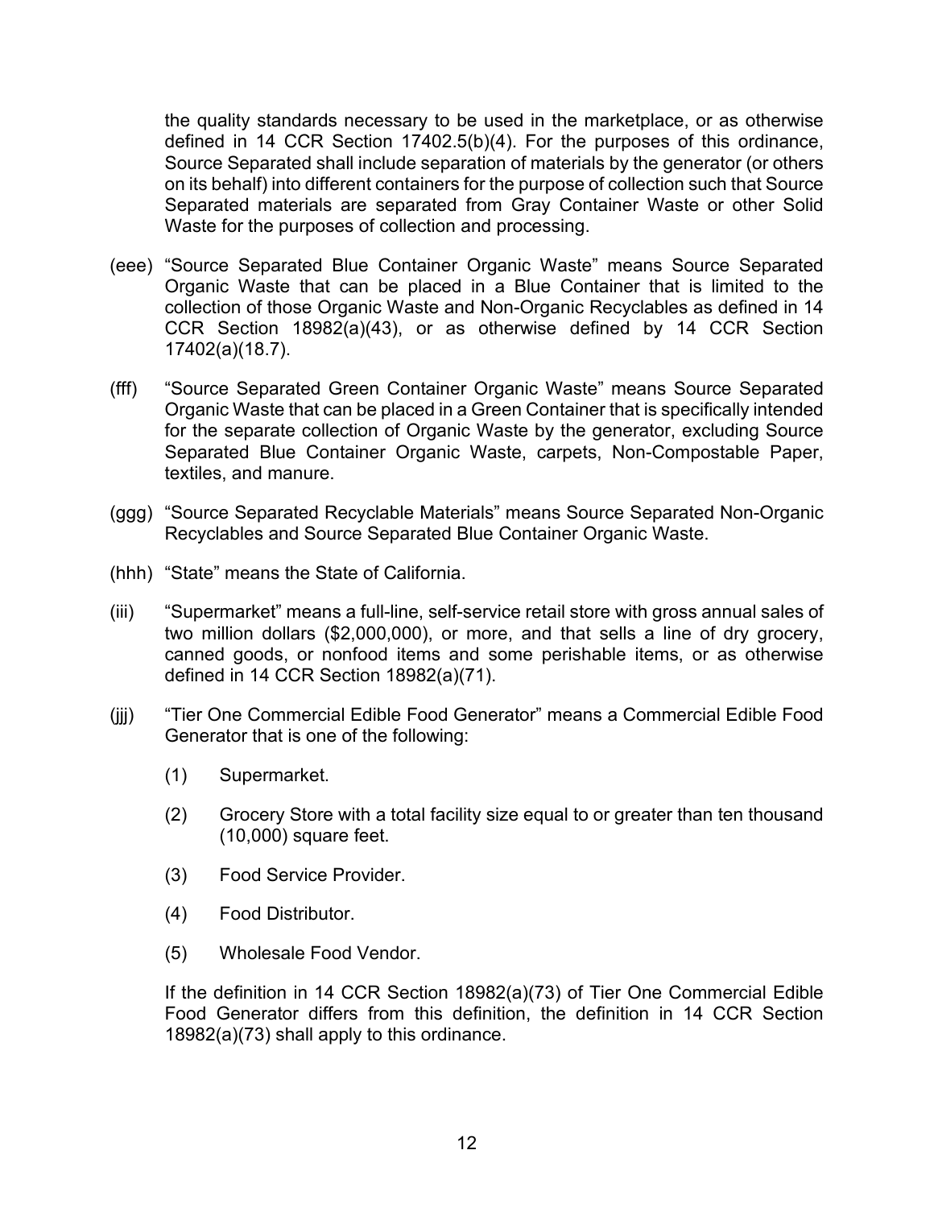the quality standards necessary to be used in the marketplace, or as otherwise defined in 14 CCR Section 17402.5(b)(4). For the purposes of this ordinance, Source Separated shall include separation of materials by the generator (or others on its behalf) into different containers for the purpose of collection such that Source Separated materials are separated from Gray Container Waste or other Solid Waste for the purposes of collection and processing.

(eee) "Source Separated Blue Container Organic Waste" means Source Separated Organic Waste that can be placed in a Blue Container that is limited to the collection of those Organic Waste and Non-Organic Recyclables as defined in 14 CCR Section 18982(a)(43), or as otherwise defined by 14 CCR Section 17402(a)(18.7).

(fff) "Source Separated Green Container Organic Waste" means Source Separated Organic Waste that can be placed in a Green Container that is specifically intended for the separate collection of Organic Waste by the generator, excluding Source Separated Blue Container Organic Waste, carpets, Non-Compostable Paper, textiles, and manure.

(ggg) "Source Separated Recyclable Materials" means Source Separated Non-Organic Recyclables and Source Separated Blue Container Organic Waste.

(hhh) "State" means the State of California.

(iii) "Supermarket" means a full-line, self-service retail store with gross annual sales of two million dollars ($2,000,000), or more, and that sells a line of dry grocery, canned goods, or nonfood items and some perishable items, or as otherwise defined in 14 CCR Section 18982(a)(71).

(jjj) "Tier One Commercial Edible Food Generator" means a Commercial Edible Food Generator that is one of the following:

(1) Supermarket.

(2) Grocery Store with a total facility size equal to or greater than ten thousand (10,000) square feet.

(3) Food Service Provider.

(4) Food Distributor.

(5) Wholesale Food Vendor.

If the definition in 14 CCR Section 18982(a)(73) of Tier One Commercial Edible Food Generator differs from this definition, the definition in 14 CCR Section 18982(a)(73) shall apply to this ordinance.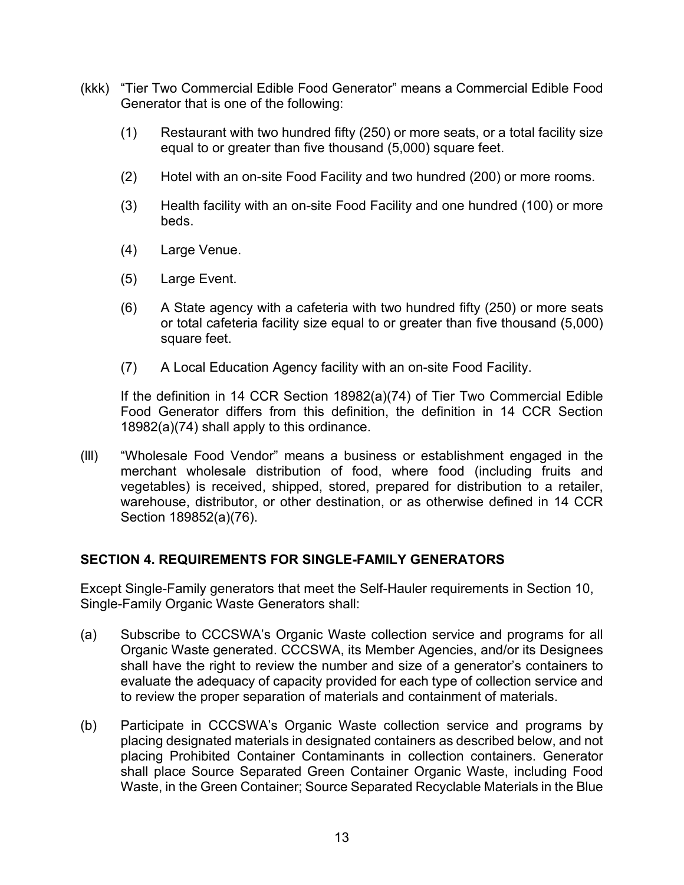(kkk) “Tier Two Commercial Edible Food Generator” means a Commercial Edible Food Generator that is one of the following:

(1) Restaurant with two hundred fifty (250) or more seats, or a total facility size equal to or greater than five thousand (5,000) square feet.

(2) Hotel with an on-site Food Facility and two hundred (200) or more rooms.

(3) Health facility with an on-site Food Facility and one hundred (100) or more beds.

(4) Large Venue.

(5) Large Event.

(6) A State agency with a cafeteria with two hundred fifty (250) or more seats or total cafeteria facility size equal to or greater than five thousand (5,000) square feet.

(7) A Local Education Agency facility with an on-site Food Facility.

If the definition in 14 CCR Section 18982(a)(74) of Tier Two Commercial Edible Food Generator differs from this definition, the definition in 14 CCR Section 18982(a)(74) shall apply to this ordinance.

(lll) “Wholesale Food Vendor” means a business or establishment engaged in the merchant wholesale distribution of food, where food (including fruits and vegetables) is received, shipped, stored, prepared for distribution to a retailer, warehouse, distributor, or other destination, or as otherwise defined in 14 CCR Section 189852(a)(76).

**SECTION 4. REQUIREMENTS FOR SINGLE-FAMILY GENERATORS**

Except Single-Family generators that meet the Self-Hauler requirements in Section 10, Single-Family Organic Waste Generators shall:

(a) Subscribe to CCCSWA’s Organic Waste collection service and programs for all Organic Waste generated. CCCSWA, its Member Agencies, and/or its Designees shall have the right to review the number and size of a generator’s containers to evaluate the adequacy of capacity provided for each type of collection service and to review the proper separation of materials and containment of materials.

(b) Participate in CCCSWA’s Organic Waste collection service and programs by placing designated materials in designated containers as described below, and not placing Prohibited Container Contaminants in collection containers. Generator shall place Source Separated Green Container Organic Waste, including Food Waste, in the Green Container; Source Separated Recyclable Materials in the Blue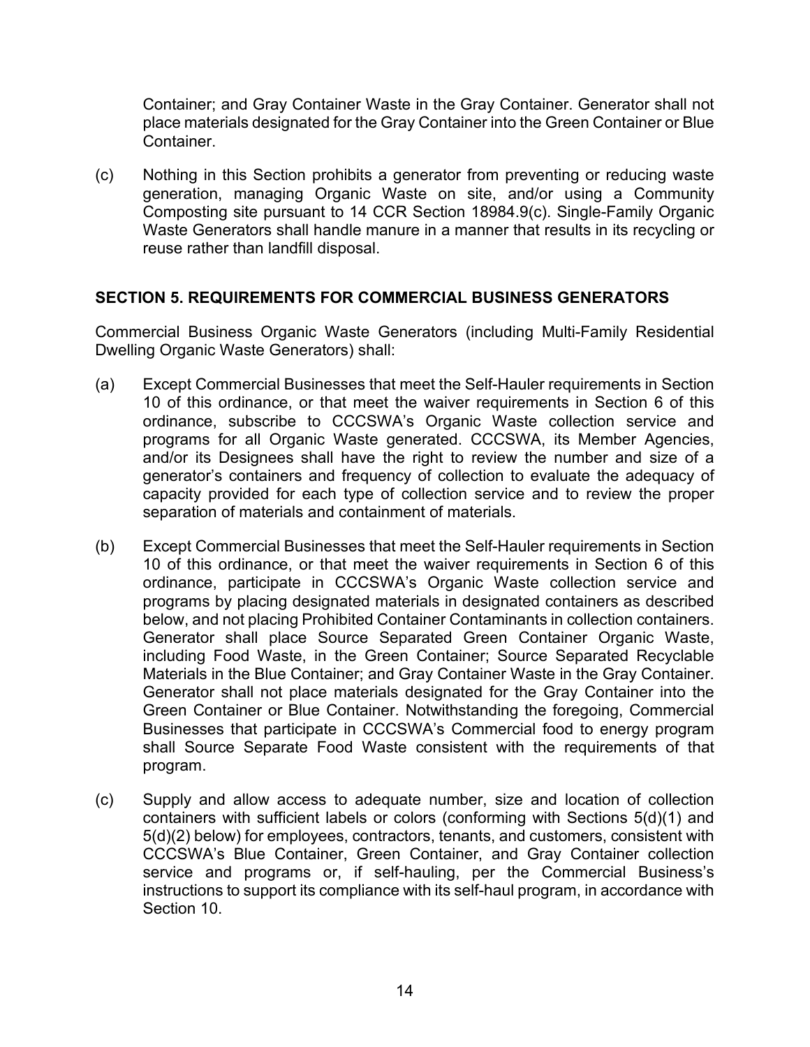Container; and Gray Container Waste in the Gray Container. Generator shall not place materials designated for the Gray Container into the Green Container or Blue Container.

(c) Nothing in this Section prohibits a generator from preventing or reducing waste generation, managing Organic Waste on site, and/or using a Community Composting site pursuant to 14 CCR Section 18984.9(c). Single-Family Organic Waste Generators shall handle manure in a manner that results in its recycling or reuse rather than landfill disposal.

## SECTION 5. REQUIREMENTS FOR COMMERCIAL BUSINESS GENERATORS

Commercial Business Organic Waste Generators (including Multi-Family Residential Dwelling Organic Waste Generators) shall:

(a) Except Commercial Businesses that meet the Self-Hauler requirements in Section 10 of this ordinance, or that meet the waiver requirements in Section 6 of this ordinance, subscribe to CCCSWA's Organic Waste collection service and programs for all Organic Waste generated. CCCSWA, its Member Agencies, and/or its Designees shall have the right to review the number and size of a generator's containers and frequency of collection to evaluate the adequacy of capacity provided for each type of collection service and to review the proper separation of materials and containment of materials.

(b) Except Commercial Businesses that meet the Self-Hauler requirements in Section 10 of this ordinance, or that meet the waiver requirements in Section 6 of this ordinance, participate in CCCSWA's Organic Waste collection service and programs by placing designated materials in designated containers as described below, and not placing Prohibited Container Contaminants in collection containers. Generator shall place Source Separated Green Container Organic Waste, including Food Waste, in the Green Container; Source Separated Recyclable Materials in the Blue Container; and Gray Container Waste in the Gray Container. Generator shall not place materials designated for the Gray Container into the Green Container or Blue Container. Notwithstanding the foregoing, Commercial Businesses that participate in CCCSWA's Commercial food to energy program shall Source Separate Food Waste consistent with the requirements of that program.

(c) Supply and allow access to adequate number, size and location of collection containers with sufficient labels or colors (conforming with Sections 5(d)(1) and 5(d)(2) below) for employees, contractors, tenants, and customers, consistent with CCCSWA's Blue Container, Green Container, and Gray Container collection service and programs or, if self-hauling, per the Commercial Business's instructions to support its compliance with its self-haul program, in accordance with Section 10.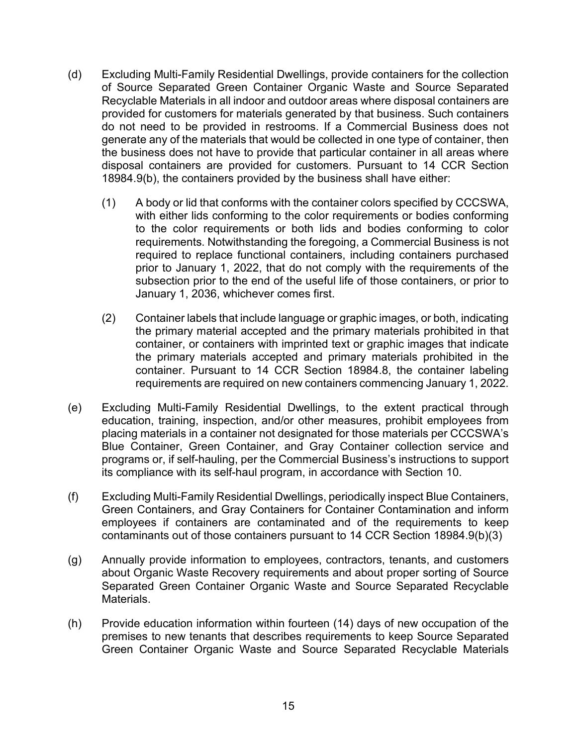(d) Excluding Multi-Family Residential Dwellings, provide containers for the collection of Source Separated Green Container Organic Waste and Source Separated Recyclable Materials in all indoor and outdoor areas where disposal containers are provided for customers for materials generated by that business. Such containers do not need to be provided in restrooms. If a Commercial Business does not generate any of the materials that would be collected in one type of container, then the business does not have to provide that particular container in all areas where disposal containers are provided for customers. Pursuant to 14 CCR Section 18984.9(b), the containers provided by the business shall have either:

  (1) A body or lid that conforms with the container colors specified by CCCSWA, with either lids conforming to the color requirements or bodies conforming to the color requirements or both lids and bodies conforming to color requirements. Notwithstanding the foregoing, a Commercial Business is not required to replace functional containers, including containers purchased prior to January 1, 2022, that do not comply with the requirements of the subsection prior to the end of the useful life of those containers, or prior to January 1, 2036, whichever comes first.

  (2) Container labels that include language or graphic images, or both, indicating the primary material accepted and the primary materials prohibited in that container, or containers with imprinted text or graphic images that indicate the primary materials accepted and primary materials prohibited in the container. Pursuant to 14 CCR Section 18984.8, the container labeling requirements are required on new containers commencing January 1, 2022.

(e) Excluding Multi-Family Residential Dwellings, to the extent practical through education, training, inspection, and/or other measures, prohibit employees from placing materials in a container not designated for those materials per CCCSWA's Blue Container, Green Container, and Gray Container collection service and programs or, if self-hauling, per the Commercial Business's instructions to support its compliance with its self-haul program, in accordance with Section 10.

(f) Excluding Multi-Family Residential Dwellings, periodically inspect Blue Containers, Green Containers, and Gray Containers for Container Contamination and inform employees if containers are contaminated and of the requirements to keep contaminants out of those containers pursuant to 14 CCR Section 18984.9(b)(3)

(g) Annually provide information to employees, contractors, tenants, and customers about Organic Waste Recovery requirements and about proper sorting of Source Separated Green Container Organic Waste and Source Separated Recyclable Materials.

(h) Provide education information within fourteen (14) days of new occupation of the premises to new tenants that describes requirements to keep Source Separated Green Container Organic Waste and Source Separated Recyclable Materials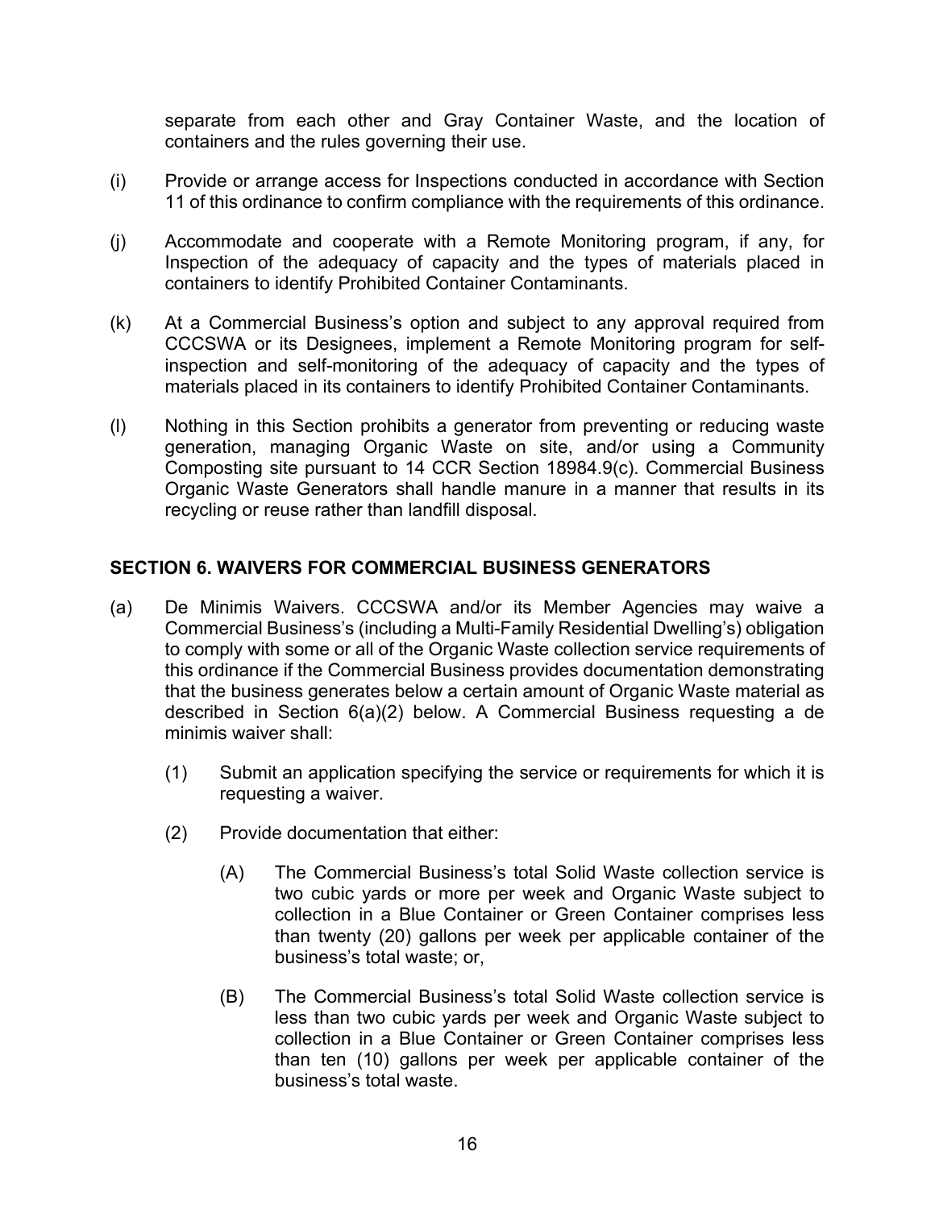separate from each other and Gray Container Waste, and the location of containers and the rules governing their use.

(i) Provide or arrange access for Inspections conducted in accordance with Section 11 of this ordinance to confirm compliance with the requirements of this ordinance.

(j) Accommodate and cooperate with a Remote Monitoring program, if any, for Inspection of the adequacy of capacity and the types of materials placed in containers to identify Prohibited Container Contaminants.

(k) At a Commercial Business's option and subject to any approval required from CCCSWA or its Designees, implement a Remote Monitoring program for self-inspection and self-monitoring of the adequacy of capacity and the types of materials placed in its containers to identify Prohibited Container Contaminants.

(l) Nothing in this Section prohibits a generator from preventing or reducing waste generation, managing Organic Waste on site, and/or using a Community Composting site pursuant to 14 CCR Section 18984.9(c). Commercial Business Organic Waste Generators shall handle manure in a manner that results in its recycling or reuse rather than landfill disposal.

## SECTION 6. WAIVERS FOR COMMERCIAL BUSINESS GENERATORS

(a) De Minimis Waivers. CCCSWA and/or its Member Agencies may waive a Commercial Business's (including a Multi-Family Residential Dwelling's) obligation to comply with some or all of the Organic Waste collection service requirements of this ordinance if the Commercial Business provides documentation demonstrating that the business generates below a certain amount of Organic Waste material as described in Section 6(a)(2) below. A Commercial Business requesting a de minimis waiver shall:

   (1) Submit an application specifying the service or requirements for which it is requesting a waiver.

   (2) Provide documentation that either:

      (A) The Commercial Business's total Solid Waste collection service is two cubic yards or more per week and Organic Waste subject to collection in a Blue Container or Green Container comprises less than twenty (20) gallons per week per applicable container of the business's total waste; or,

      (B) The Commercial Business's total Solid Waste collection service is less than two cubic yards per week and Organic Waste subject to collection in a Blue Container or Green Container comprises less than ten (10) gallons per week per applicable container of the business's total waste.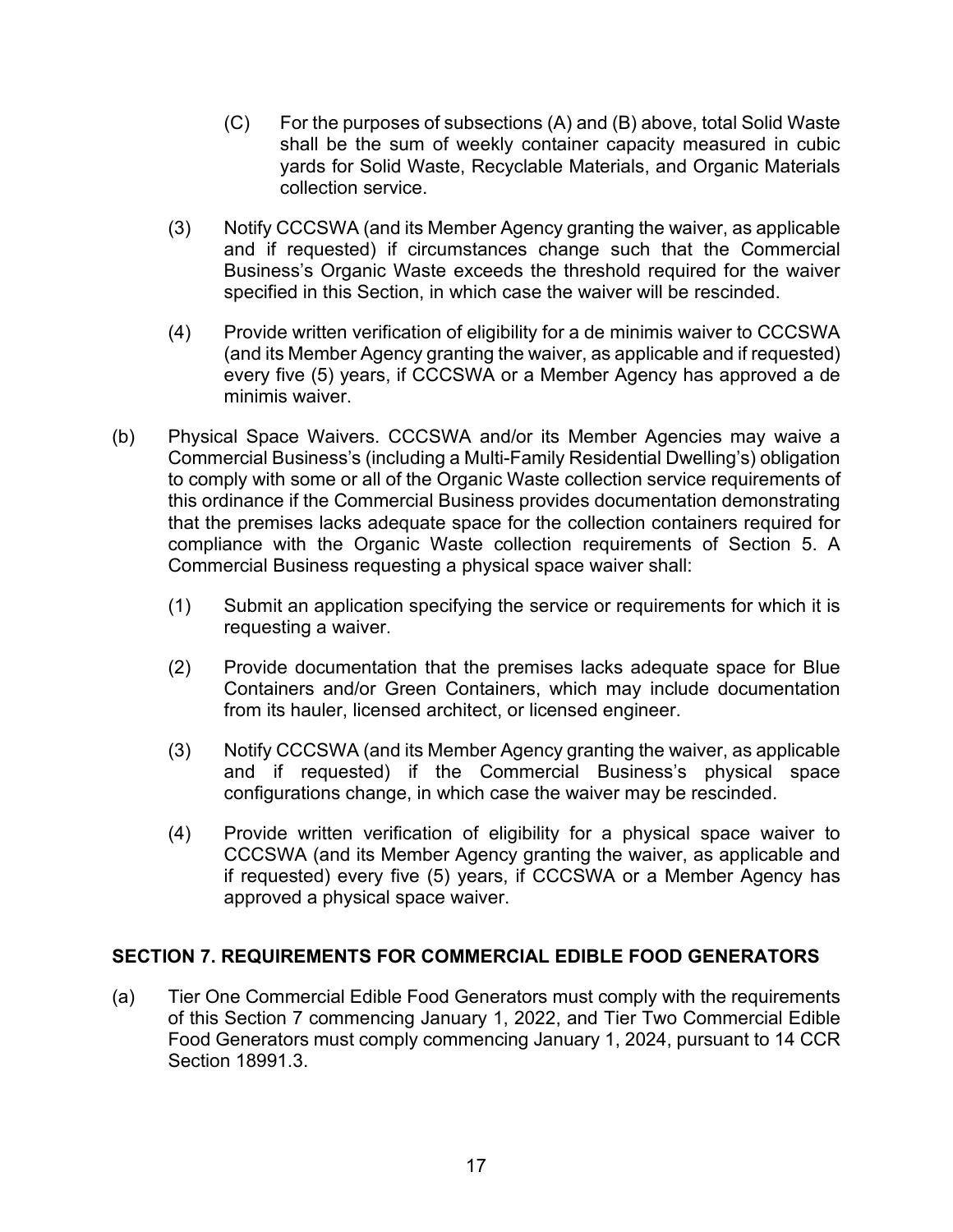(C) For the purposes of subsections (A) and (B) above, total Solid Waste shall be the sum of weekly container capacity measured in cubic yards for Solid Waste, Recyclable Materials, and Organic Materials collection service.

(3) Notify CCCSWA (and its Member Agency granting the waiver, as applicable and if requested) if circumstances change such that the Commercial Business's Organic Waste exceeds the threshold required for the waiver specified in this Section, in which case the waiver will be rescinded.

(4) Provide written verification of eligibility for a de minimis waiver to CCCSWA (and its Member Agency granting the waiver, as applicable and if requested) every five (5) years, if CCCSWA or a Member Agency has approved a de minimis waiver.

(b) Physical Space Waivers. CCCSWA and/or its Member Agencies may waive a Commercial Business's (including a Multi-Family Residential Dwelling's) obligation to comply with some or all of the Organic Waste collection service requirements of this ordinance if the Commercial Business provides documentation demonstrating that the premises lacks adequate space for the collection containers required for compliance with the Organic Waste collection requirements of Section 5. A Commercial Business requesting a physical space waiver shall:

(1) Submit an application specifying the service or requirements for which it is requesting a waiver.

(2) Provide documentation that the premises lacks adequate space for Blue Containers and/or Green Containers, which may include documentation from its hauler, licensed architect, or licensed engineer.

(3) Notify CCCSWA (and its Member Agency granting the waiver, as applicable and if requested) if the Commercial Business's physical space configurations change, in which case the waiver may be rescinded.

(4) Provide written verification of eligibility for a physical space waiver to CCCSWA (and its Member Agency granting the waiver, as applicable and if requested) every five (5) years, if CCCSWA or a Member Agency has approved a physical space waiver.

## SECTION 7. REQUIREMENTS FOR COMMERCIAL EDIBLE FOOD GENERATORS

(a) Tier One Commercial Edible Food Generators must comply with the requirements of this Section 7 commencing January 1, 2022, and Tier Two Commercial Edible Food Generators must comply commencing January 1, 2024, pursuant to 14 CCR Section 18991.3.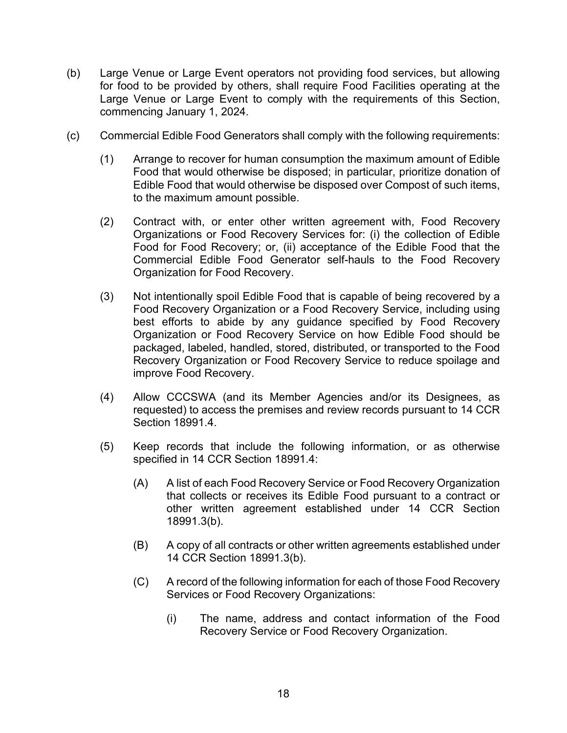(b) Large Venue or Large Event operators not providing food services, but allowing for food to be provided by others, shall require Food Facilities operating at the Large Venue or Large Event to comply with the requirements of this Section, commencing January 1, 2024.

(c) Commercial Edible Food Generators shall comply with the following requirements:

(1) Arrange to recover for human consumption the maximum amount of Edible Food that would otherwise be disposed; in particular, prioritize donation of Edible Food that would otherwise be disposed over Compost of such items, to the maximum amount possible.

(2) Contract with, or enter other written agreement with, Food Recovery Organizations or Food Recovery Services for: (i) the collection of Edible Food for Food Recovery; or, (ii) acceptance of the Edible Food that the Commercial Edible Food Generator self-hauls to the Food Recovery Organization for Food Recovery.

(3) Not intentionally spoil Edible Food that is capable of being recovered by a Food Recovery Organization or a Food Recovery Service, including using best efforts to abide by any guidance specified by Food Recovery Organization or Food Recovery Service on how Edible Food should be packaged, labeled, handled, stored, distributed, or transported to the Food Recovery Organization or Food Recovery Service to reduce spoilage and improve Food Recovery.

(4) Allow CCCSWA (and its Member Agencies and/or its Designees, as requested) to access the premises and review records pursuant to 14 CCR Section 18991.4.

(5) Keep records that include the following information, or as otherwise specified in 14 CCR Section 18991.4:

(A) A list of each Food Recovery Service or Food Recovery Organization that collects or receives its Edible Food pursuant to a contract or other written agreement established under 14 CCR Section 18991.3(b).

(B) A copy of all contracts or other written agreements established under 14 CCR Section 18991.3(b).

(C) A record of the following information for each of those Food Recovery Services or Food Recovery Organizations:

(i) The name, address and contact information of the Food Recovery Service or Food Recovery Organization.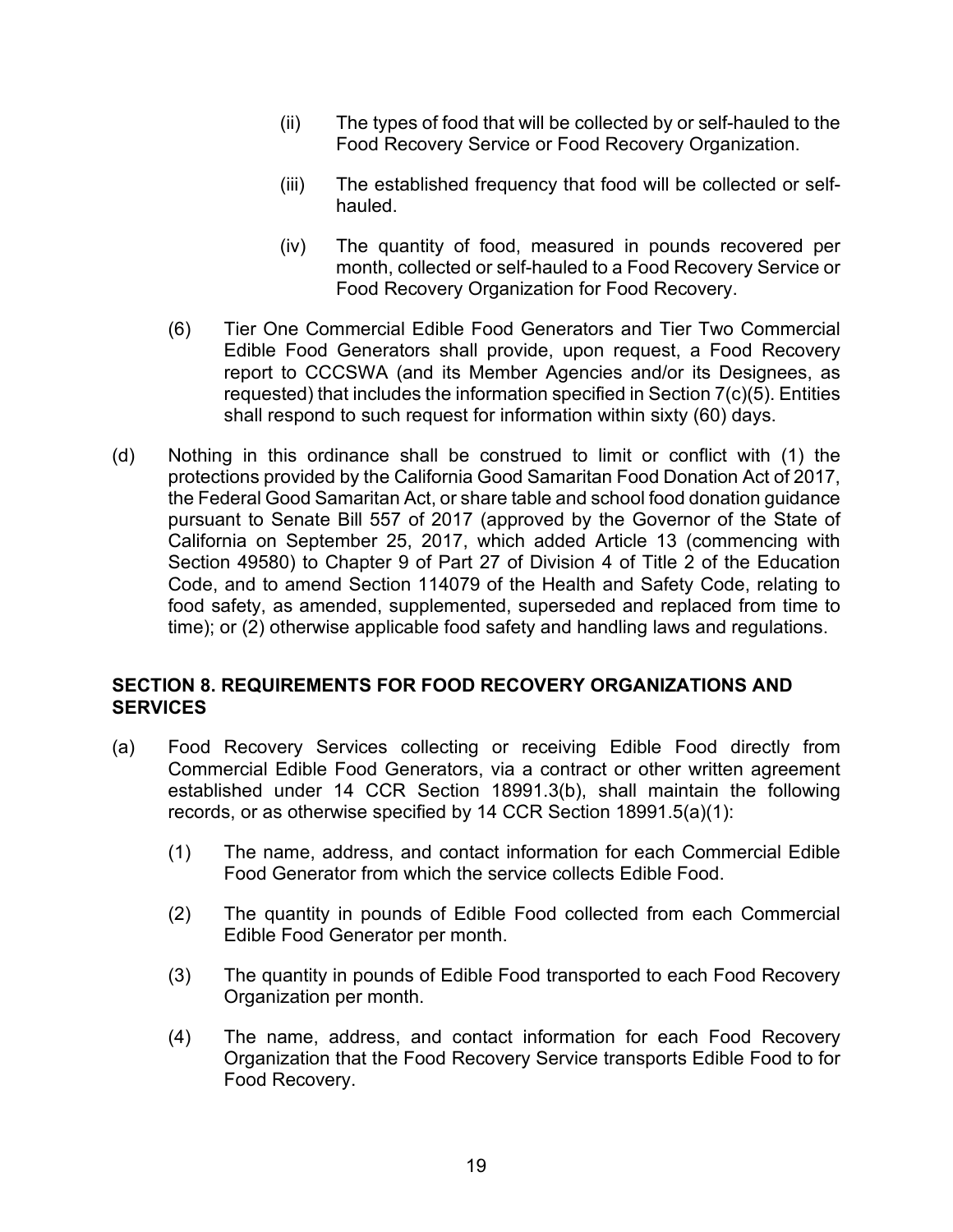(ii) The types of food that will be collected by or self-hauled to the Food Recovery Service or Food Recovery Organization.

(iii) The established frequency that food will be collected or self-hauled.

(iv) The quantity of food, measured in pounds recovered per month, collected or self-hauled to a Food Recovery Service or Food Recovery Organization for Food Recovery.

(6) Tier One Commercial Edible Food Generators and Tier Two Commercial Edible Food Generators shall provide, upon request, a Food Recovery report to CCCSWA (and its Member Agencies and/or its Designees, as requested) that includes the information specified in Section 7(c)(5). Entities shall respond to such request for information within sixty (60) days.

(d) Nothing in this ordinance shall be construed to limit or conflict with (1) the protections provided by the California Good Samaritan Food Donation Act of 2017, the Federal Good Samaritan Act, or share table and school food donation guidance pursuant to Senate Bill 557 of 2017 (approved by the Governor of the State of California on September 25, 2017, which added Article 13 (commencing with Section 49580) to Chapter 9 of Part 27 of Division 4 of Title 2 of the Education Code, and to amend Section 114079 of the Health and Safety Code, relating to food safety, as amended, supplemented, superseded and replaced from time to time); or (2) otherwise applicable food safety and handling laws and regulations.

## SECTION 8. REQUIREMENTS FOR FOOD RECOVERY ORGANIZATIONS AND SERVICES

(a) Food Recovery Services collecting or receiving Edible Food directly from Commercial Edible Food Generators, via a contract or other written agreement established under 14 CCR Section 18991.3(b), shall maintain the following records, or as otherwise specified by 14 CCR Section 18991.5(a)(1):

(1) The name, address, and contact information for each Commercial Edible Food Generator from which the service collects Edible Food.

(2) The quantity in pounds of Edible Food collected from each Commercial Edible Food Generator per month.

(3) The quantity in pounds of Edible Food transported to each Food Recovery Organization per month.

(4) The name, address, and contact information for each Food Recovery Organization that the Food Recovery Service transports Edible Food to for Food Recovery.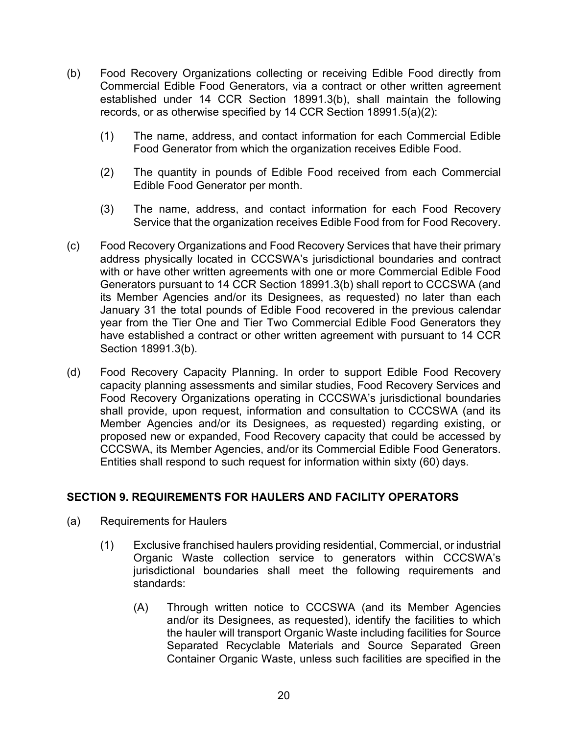(b) Food Recovery Organizations collecting or receiving Edible Food directly from Commercial Edible Food Generators, via a contract or other written agreement established under 14 CCR Section 18991.3(b), shall maintain the following records, or as otherwise specified by 14 CCR Section 18991.5(a)(2):

(1) The name, address, and contact information for each Commercial Edible Food Generator from which the organization receives Edible Food.

(2) The quantity in pounds of Edible Food received from each Commercial Edible Food Generator per month.

(3) The name, address, and contact information for each Food Recovery Service that the organization receives Edible Food from for Food Recovery.

(c) Food Recovery Organizations and Food Recovery Services that have their primary address physically located in CCCSWA's jurisdictional boundaries and contract with or have other written agreements with one or more Commercial Edible Food Generators pursuant to 14 CCR Section 18991.3(b) shall report to CCCSWA (and its Member Agencies and/or its Designees, as requested) no later than each January 31 the total pounds of Edible Food recovered in the previous calendar year from the Tier One and Tier Two Commercial Edible Food Generators they have established a contract or other written agreement with pursuant to 14 CCR Section 18991.3(b).

(d) Food Recovery Capacity Planning. In order to support Edible Food Recovery capacity planning assessments and similar studies, Food Recovery Services and Food Recovery Organizations operating in CCCSWA's jurisdictional boundaries shall provide, upon request, information and consultation to CCCSWA (and its Member Agencies and/or its Designees, as requested) regarding existing, or proposed new or expanded, Food Recovery capacity that could be accessed by CCCSWA, its Member Agencies, and/or its Commercial Edible Food Generators. Entities shall respond to such request for information within sixty (60) days.

## SECTION 9. REQUIREMENTS FOR HAULERS AND FACILITY OPERATORS

(a) Requirements for Haulers

(1) Exclusive franchised haulers providing residential, Commercial, or industrial Organic Waste collection service to generators within CCCSWA's jurisdictional boundaries shall meet the following requirements and standards:

(A) Through written notice to CCCSWA (and its Member Agencies and/or its Designees, as requested), identify the facilities to which the hauler will transport Organic Waste including facilities for Source Separated Recyclable Materials and Source Separated Green Container Organic Waste, unless such facilities are specified in the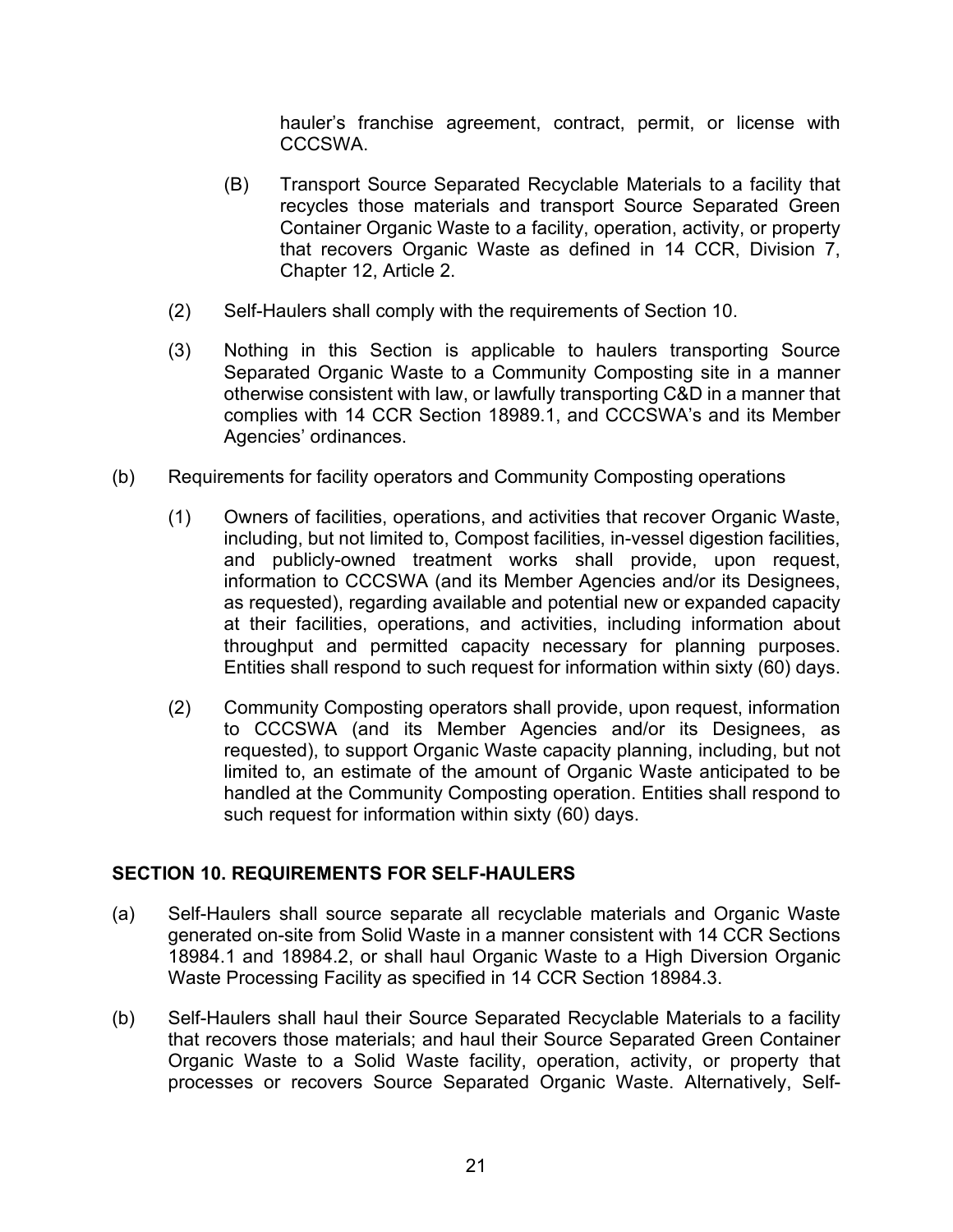hauler's franchise agreement, contract, permit, or license with CCCSWA.

(B) Transport Source Separated Recyclable Materials to a facility that recycles those materials and transport Source Separated Green Container Organic Waste to a facility, operation, activity, or property that recovers Organic Waste as defined in 14 CCR, Division 7, Chapter 12, Article 2.

(2) Self-Haulers shall comply with the requirements of Section 10.

(3) Nothing in this Section is applicable to haulers transporting Source Separated Organic Waste to a Community Composting site in a manner otherwise consistent with law, or lawfully transporting C&D in a manner that complies with 14 CCR Section 18989.1, and CCCSWA's and its Member Agencies' ordinances.

(b) Requirements for facility operators and Community Composting operations

(1) Owners of facilities, operations, and activities that recover Organic Waste, including, but not limited to, Compost facilities, in-vessel digestion facilities, and publicly-owned treatment works shall provide, upon request, information to CCCSWA (and its Member Agencies and/or its Designees, as requested), regarding available and potential new or expanded capacity at their facilities, operations, and activities, including information about throughput and permitted capacity necessary for planning purposes. Entities shall respond to such request for information within sixty (60) days.

(2) Community Composting operators shall provide, upon request, information to CCCSWA (and its Member Agencies and/or its Designees, as requested), to support Organic Waste capacity planning, including, but not limited to, an estimate of the amount of Organic Waste anticipated to be handled at the Community Composting operation. Entities shall respond to such request for information within sixty (60) days.

## SECTION 10. REQUIREMENTS FOR SELF-HAULERS

(a) Self-Haulers shall source separate all recyclable materials and Organic Waste generated on-site from Solid Waste in a manner consistent with 14 CCR Sections 18984.1 and 18984.2, or shall haul Organic Waste to a High Diversion Organic Waste Processing Facility as specified in 14 CCR Section 18984.3.

(b) Self-Haulers shall haul their Source Separated Recyclable Materials to a facility that recovers those materials; and haul their Source Separated Green Container Organic Waste to a Solid Waste facility, operation, activity, or property that processes or recovers Source Separated Organic Waste. Alternatively, Self-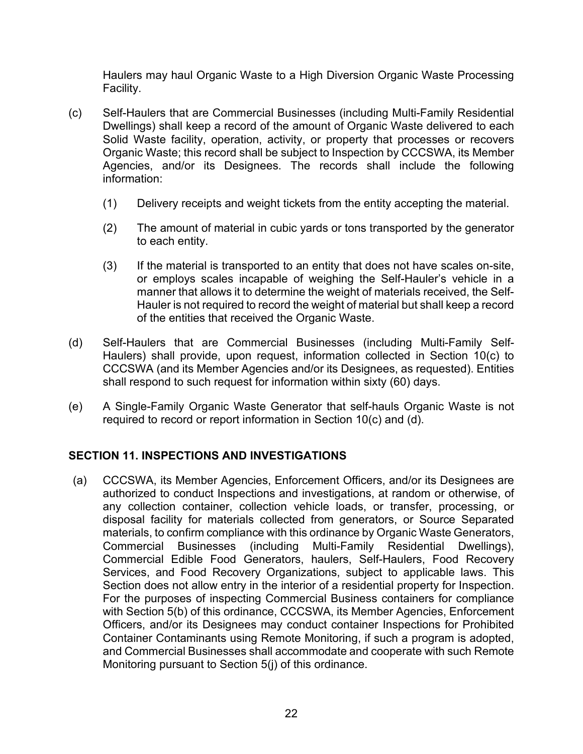Haulers may haul Organic Waste to a High Diversion Organic Waste Processing Facility.

(c) Self-Haulers that are Commercial Businesses (including Multi-Family Residential Dwellings) shall keep a record of the amount of Organic Waste delivered to each Solid Waste facility, operation, activity, or property that processes or recovers Organic Waste; this record shall be subject to Inspection by CCCSWA, its Member Agencies, and/or its Designees. The records shall include the following information:

(1) Delivery receipts and weight tickets from the entity accepting the material.

(2) The amount of material in cubic yards or tons transported by the generator to each entity.

(3) If the material is transported to an entity that does not have scales on-site, or employs scales incapable of weighing the Self-Hauler's vehicle in a manner that allows it to determine the weight of materials received, the Self-Hauler is not required to record the weight of material but shall keep a record of the entities that received the Organic Waste.

(d) Self-Haulers that are Commercial Businesses (including Multi-Family Self-Haulers) shall provide, upon request, information collected in Section 10(c) to CCCSWA (and its Member Agencies and/or its Designees, as requested). Entities shall respond to such request for information within sixty (60) days.

(e) A Single-Family Organic Waste Generator that self-hauls Organic Waste is not required to record or report information in Section 10(c) and (d).

## SECTION 11. INSPECTIONS AND INVESTIGATIONS

(a) CCCSWA, its Member Agencies, Enforcement Officers, and/or its Designees are authorized to conduct Inspections and investigations, at random or otherwise, of any collection container, collection vehicle loads, or transfer, processing, or disposal facility for materials collected from generators, or Source Separated materials, to confirm compliance with this ordinance by Organic Waste Generators, Commercial Businesses (including Multi-Family Residential Dwellings), Commercial Edible Food Generators, haulers, Self-Haulers, Food Recovery Services, and Food Recovery Organizations, subject to applicable laws. This Section does not allow entry in the interior of a residential property for Inspection. For the purposes of inspecting Commercial Business containers for compliance with Section 5(b) of this ordinance, CCCSWA, its Member Agencies, Enforcement Officers, and/or its Designees may conduct container Inspections for Prohibited Container Contaminants using Remote Monitoring, if such a program is adopted, and Commercial Businesses shall accommodate and cooperate with such Remote Monitoring pursuant to Section 5(j) of this ordinance.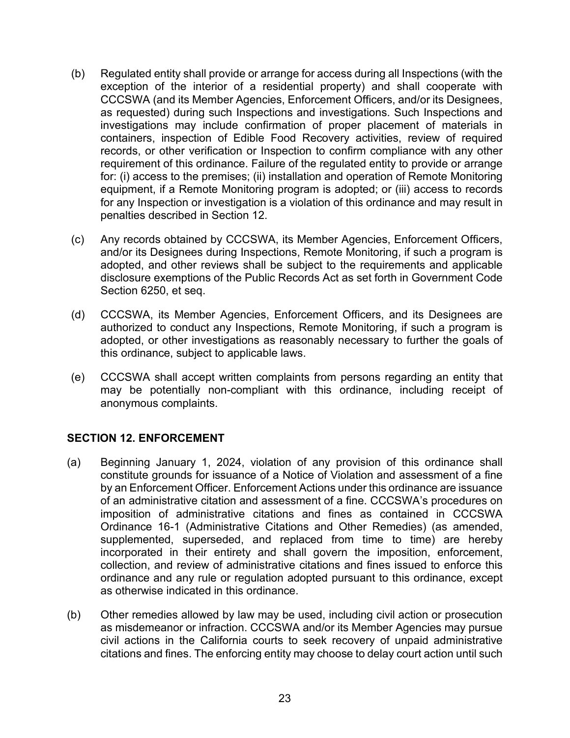(b) Regulated entity shall provide or arrange for access during all Inspections (with the exception of the interior of a residential property) and shall cooperate with CCCSWA (and its Member Agencies, Enforcement Officers, and/or its Designees, as requested) during such Inspections and investigations. Such Inspections and investigations may include confirmation of proper placement of materials in containers, inspection of Edible Food Recovery activities, review of required records, or other verification or Inspection to confirm compliance with any other requirement of this ordinance. Failure of the regulated entity to provide or arrange for: (i) access to the premises; (ii) installation and operation of Remote Monitoring equipment, if a Remote Monitoring program is adopted; or (iii) access to records for any Inspection or investigation is a violation of this ordinance and may result in penalties described in Section 12.

(c) Any records obtained by CCCSWA, its Member Agencies, Enforcement Officers, and/or its Designees during Inspections, Remote Monitoring, if such a program is adopted, and other reviews shall be subject to the requirements and applicable disclosure exemptions of the Public Records Act as set forth in Government Code Section 6250, et seq.

(d) CCCSWA, its Member Agencies, Enforcement Officers, and its Designees are authorized to conduct any Inspections, Remote Monitoring, if such a program is adopted, or other investigations as reasonably necessary to further the goals of this ordinance, subject to applicable laws.

(e) CCCSWA shall accept written complaints from persons regarding an entity that may be potentially non-compliant with this ordinance, including receipt of anonymous complaints.

## SECTION 12. ENFORCEMENT

(a) Beginning January 1, 2024, violation of any provision of this ordinance shall constitute grounds for issuance of a Notice of Violation and assessment of a fine by an Enforcement Officer. Enforcement Actions under this ordinance are issuance of an administrative citation and assessment of a fine. CCCSWA's procedures on imposition of administrative citations and fines as contained in CCCSWA Ordinance 16-1 (Administrative Citations and Other Remedies) (as amended, supplemented, superseded, and replaced from time to time) are hereby incorporated in their entirety and shall govern the imposition, enforcement, collection, and review of administrative citations and fines issued to enforce this ordinance and any rule or regulation adopted pursuant to this ordinance, except as otherwise indicated in this ordinance.

(b) Other remedies allowed by law may be used, including civil action or prosecution as misdemeanor or infraction. CCCSWA and/or its Member Agencies may pursue civil actions in the California courts to seek recovery of unpaid administrative citations and fines. The enforcing entity may choose to delay court action until such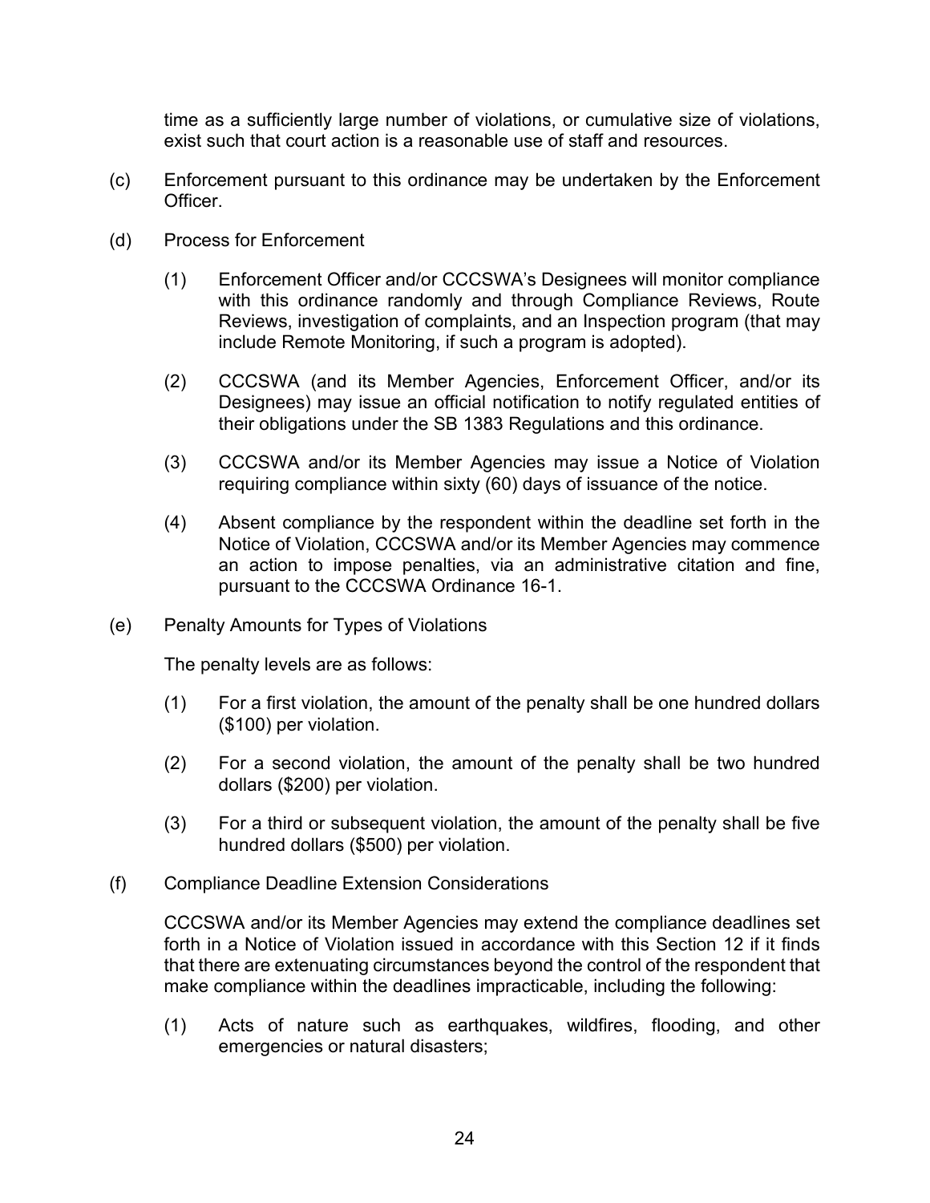time as a sufficiently large number of violations, or cumulative size of violations, exist such that court action is a reasonable use of staff and resources.

(c) Enforcement pursuant to this ordinance may be undertaken by the Enforcement Officer.

(d) Process for Enforcement

(1) Enforcement Officer and/or CCCSWA's Designees will monitor compliance with this ordinance randomly and through Compliance Reviews, Route Reviews, investigation of complaints, and an Inspection program (that may include Remote Monitoring, if such a program is adopted).

(2) CCCSWA (and its Member Agencies, Enforcement Officer, and/or its Designees) may issue an official notification to notify regulated entities of their obligations under the SB 1383 Regulations and this ordinance.

(3) CCCSWA and/or its Member Agencies may issue a Notice of Violation requiring compliance within sixty (60) days of issuance of the notice.

(4) Absent compliance by the respondent within the deadline set forth in the Notice of Violation, CCCSWA and/or its Member Agencies may commence an action to impose penalties, via an administrative citation and fine, pursuant to the CCCSWA Ordinance 16-1.

(e) Penalty Amounts for Types of Violations

The penalty levels are as follows:

(1) For a first violation, the amount of the penalty shall be one hundred dollars ($100) per violation.

(2) For a second violation, the amount of the penalty shall be two hundred dollars ($200) per violation.

(3) For a third or subsequent violation, the amount of the penalty shall be five hundred dollars ($500) per violation.

(f) Compliance Deadline Extension Considerations

CCCSWA and/or its Member Agencies may extend the compliance deadlines set forth in a Notice of Violation issued in accordance with this Section 12 if it finds that there are extenuating circumstances beyond the control of the respondent that make compliance within the deadlines impracticable, including the following:

(1) Acts of nature such as earthquakes, wildfires, flooding, and other emergencies or natural disasters;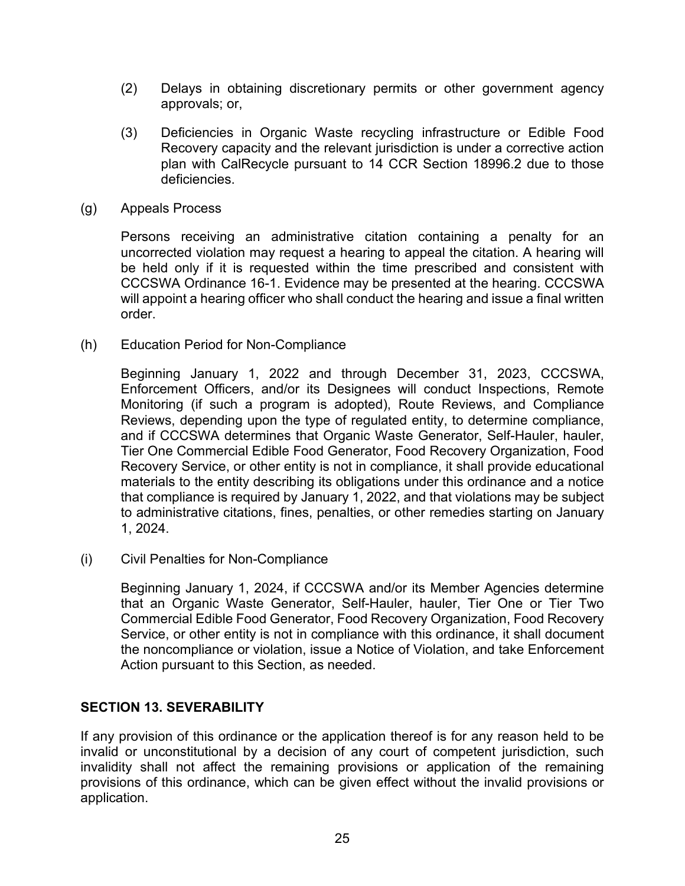(2) Delays in obtaining discretionary permits or other government agency approvals; or,

(3) Deficiencies in Organic Waste recycling infrastructure or Edible Food Recovery capacity and the relevant jurisdiction is under a corrective action plan with CalRecycle pursuant to 14 CCR Section 18996.2 due to those deficiencies.

(g) Appeals Process

Persons receiving an administrative citation containing a penalty for an uncorrected violation may request a hearing to appeal the citation. A hearing will be held only if it is requested within the time prescribed and consistent with CCCSWA Ordinance 16-1. Evidence may be presented at the hearing. CCCSWA will appoint a hearing officer who shall conduct the hearing and issue a final written order.

(h) Education Period for Non-Compliance

Beginning January 1, 2022 and through December 31, 2023, CCCSWA, Enforcement Officers, and/or its Designees will conduct Inspections, Remote Monitoring (if such a program is adopted), Route Reviews, and Compliance Reviews, depending upon the type of regulated entity, to determine compliance, and if CCCSWA determines that Organic Waste Generator, Self-Hauler, hauler, Tier One Commercial Edible Food Generator, Food Recovery Organization, Food Recovery Service, or other entity is not in compliance, it shall provide educational materials to the entity describing its obligations under this ordinance and a notice that compliance is required by January 1, 2022, and that violations may be subject to administrative citations, fines, penalties, or other remedies starting on January 1, 2024.

(i) Civil Penalties for Non-Compliance

Beginning January 1, 2024, if CCCSWA and/or its Member Agencies determine that an Organic Waste Generator, Self-Hauler, hauler, Tier One or Tier Two Commercial Edible Food Generator, Food Recovery Organization, Food Recovery Service, or other entity is not in compliance with this ordinance, it shall document the noncompliance or violation, issue a Notice of Violation, and take Enforcement Action pursuant to this Section, as needed.

## SECTION 13. SEVERABILITY

If any provision of this ordinance or the application thereof is for any reason held to be invalid or unconstitutional by a decision of any court of competent jurisdiction, such invalidity shall not affect the remaining provisions or application of the remaining provisions of this ordinance, which can be given effect without the invalid provisions or application.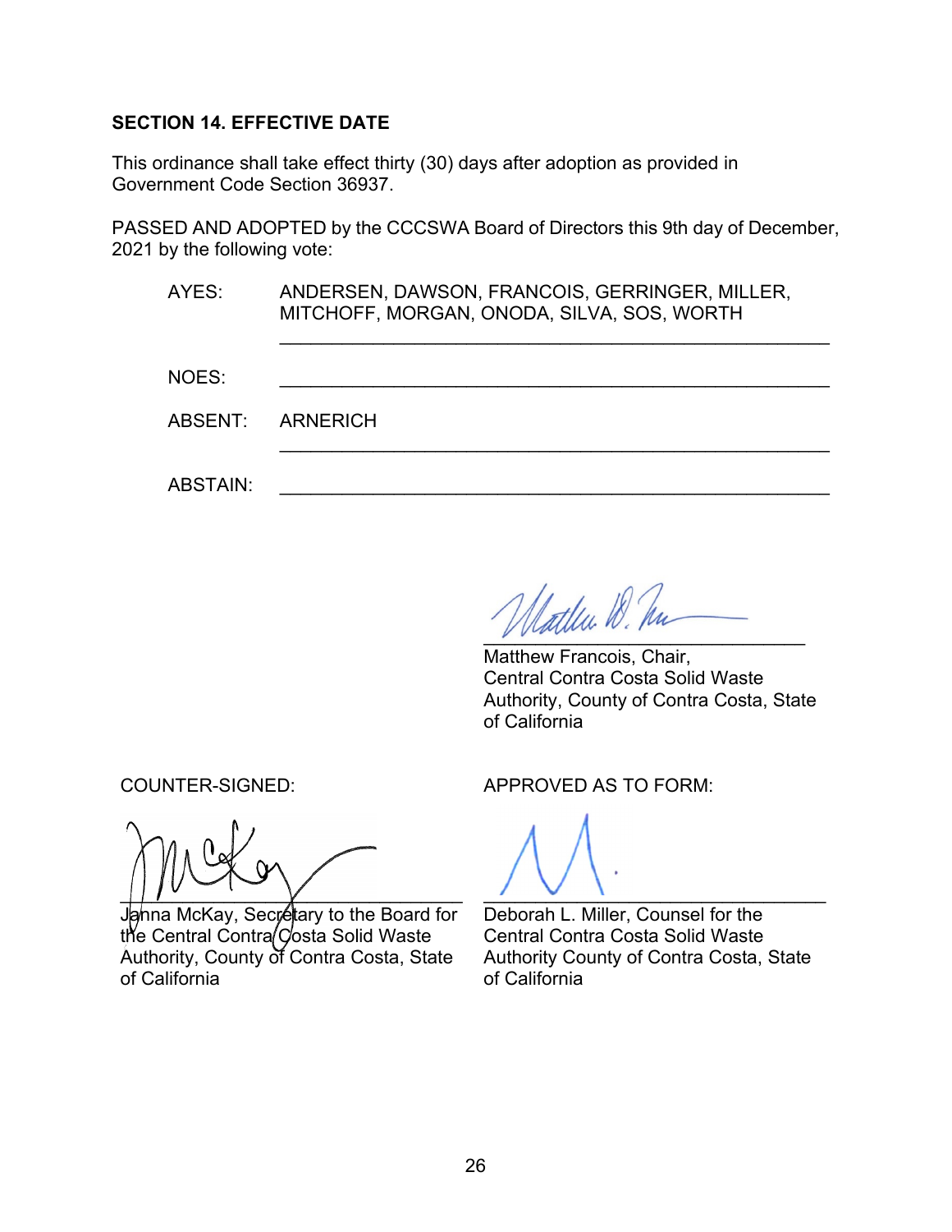**SECTION 14. EFFECTIVE DATE**

This ordinance shall take effect thirty (30) days after adoption as provided in Government Code Section 36937.

PASSED AND ADOPTED by the CCCSWA Board of Directors this 9th day of December, 2021 by the following vote:

| | |
|---|---|
| AYES: | ANDERSEN, DAWSON, FRANCOIS, GERRINGER, MILLER, MITCHOFF, MORGAN, ONODA, SILVA, SOS, WORTH |
| NOES: | |
| ABSENT: | ARNERICH |
| ABSTAIN: | |

Matthew Francois, Chair,
Central Contra Costa Solid Waste Authority, County of Contra Costa, State of California

COUNTER-SIGNED:

Janna McKay, Secretary to the Board for the Central Contra Costa Solid Waste Authority, County of Contra Costa, State of California

APPROVED AS TO FORM:

Deborah L. Miller, Counsel for the Central Contra Costa Solid Waste Authority County of Contra Costa, State of California